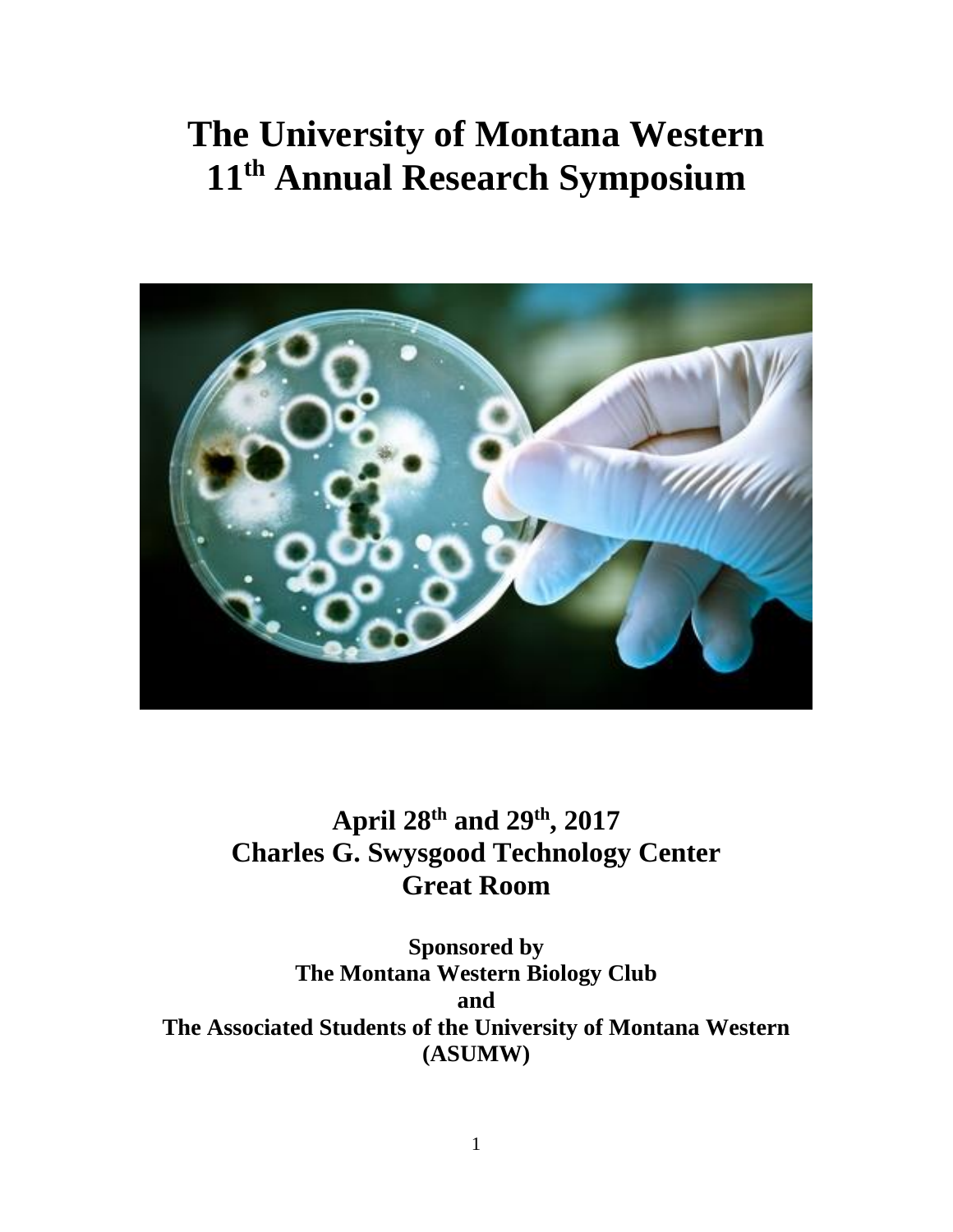# The University of Montana Western 11th Annual Research Symposium

## April 28th and 29th, 2017
## Charles G. Swysgood Technology Center
## Great Room

**Sponsored by**
**The Montana Western Biology Club**
**and**
**The Associated Students of the University of Montana Western (ASUMW)**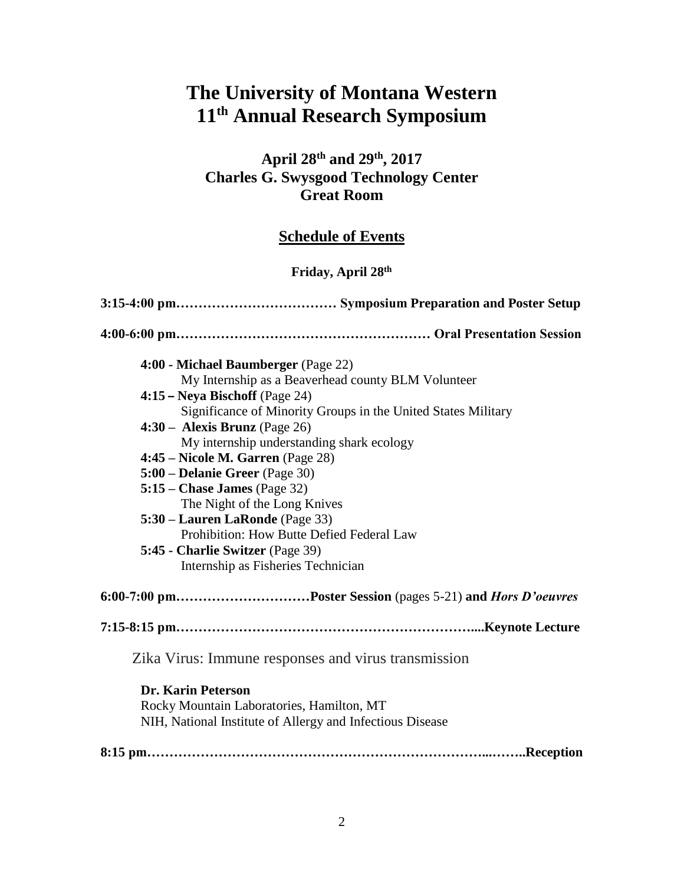# The University of Montana Western 11th Annual Research Symposium

## April 28th and 29th, 2017
## Charles G. Swysgood Technology Center
## Great Room

### Schedule of Events

**Friday, April 28th**

**3:15-4:00 pm……………………………… Symposium Preparation and Poster Setup**

**4:00-6:00 pm………………………………………………… Oral Presentation Session**

- **4:00 - Michael Baumberger** (Page 22)
  My Internship as a Beaverhead county BLM Volunteer
- **4:15 – Neya Bischoff** (Page 24)
  Significance of Minority Groups in the United States Military
- **4:30 – Alexis Brunz** (Page 26)
  My internship understanding shark ecology
- **4:45 – Nicole M. Garren** (Page 28)
- **5:00 – Delanie Greer** (Page 30)
- **5:15 – Chase James** (Page 32)
  The Night of the Long Knives
- **5:30 – Lauren LaRonde** (Page 33)
  Prohibition: How Butte Defied Federal Law
- **5:45 - Charlie Switzer** (Page 39)
  Internship as Fisheries Technician

**6:00-7:00 pm…………………………Poster Session** (pages 5-21) **and *Hors D'oeuvres***

**7:15-8:15 pm…………………………………………………………....Keynote Lecture**

Zika Virus: Immune responses and virus transmission

**Dr. Karin Peterson**
Rocky Mountain Laboratories, Hamilton, MT
NIH, National Institute of Allergy and Infectious Disease

**8:15 pm………………………………………………………………...……..Reception**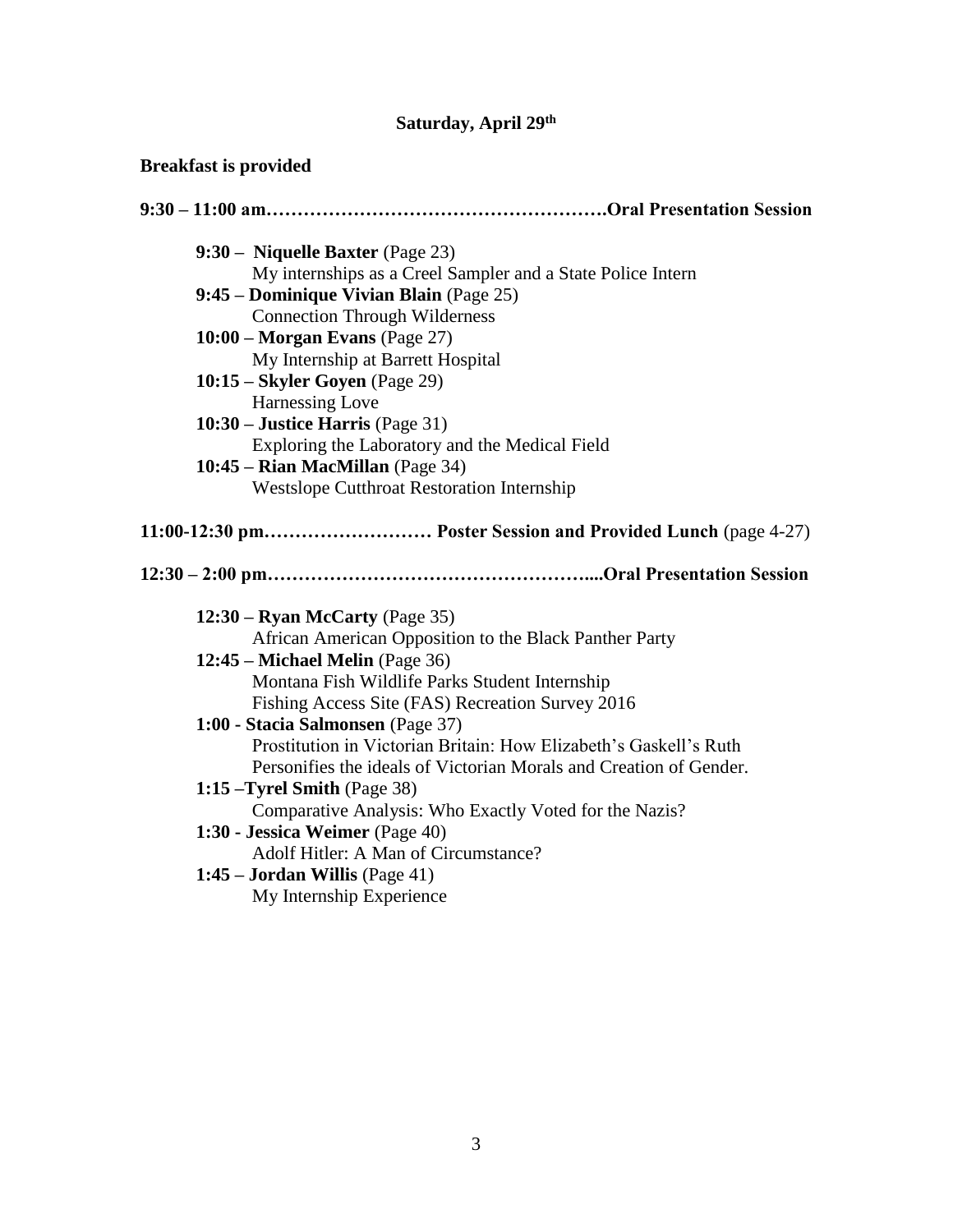**Saturday, April 29th**

**Breakfast is provided**

**9:30 – 11:00 am……………………………………………….Oral Presentation Session**

- **9:30 – Niquelle Baxter** (Page 23)
  My internships as a Creel Sampler and a State Police Intern
- **9:45 – Dominique Vivian Blain** (Page 25)
  Connection Through Wilderness
- **10:00 – Morgan Evans** (Page 27)
  My Internship at Barrett Hospital
- **10:15 – Skyler Goyen** (Page 29)
  Harnessing Love
- **10:30 – Justice Harris** (Page 31)
  Exploring the Laboratory and the Medical Field
- **10:45 – Rian MacMillan** (Page 34)
  Westslope Cutthroat Restoration Internship

**11:00-12:30 pm……………………… Poster Session and Provided Lunch** (page 4-27)

**12:30 – 2:00 pm…………………………………………….....Oral Presentation Session**

- **12:30 – Ryan McCarty** (Page 35)
  African American Opposition to the Black Panther Party
- **12:45 – Michael Melin** (Page 36)
  Montana Fish Wildlife Parks Student Internship
  Fishing Access Site (FAS) Recreation Survey 2016
- **1:00 - Stacia Salmonsen** (Page 37)
  Prostitution in Victorian Britain: How Elizabeth's Gaskell's Ruth
  Personifies the ideals of Victorian Morals and Creation of Gender.
- **1:15 –Tyrel Smith** (Page 38)
  Comparative Analysis: Who Exactly Voted for the Nazis?
- **1:30 - Jessica Weimer** (Page 40)
  Adolf Hitler: A Man of Circumstance?
- **1:45 – Jordan Willis** (Page 41)
  My Internship Experience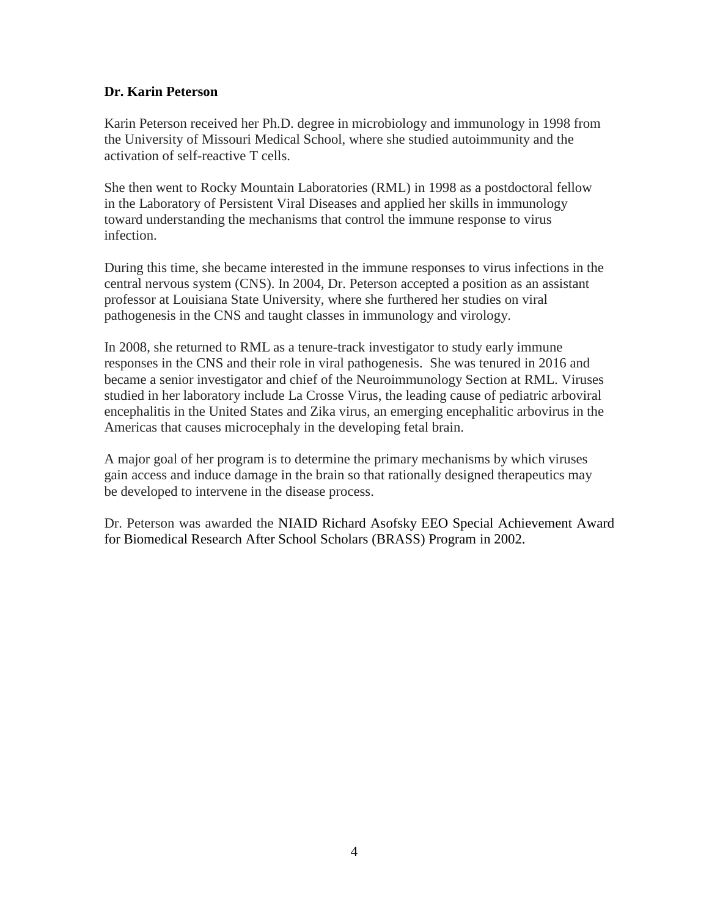**Dr. Karin Peterson**

Karin Peterson received her Ph.D. degree in microbiology and immunology in 1998 from the University of Missouri Medical School, where she studied autoimmunity and the activation of self-reactive T cells.

She then went to Rocky Mountain Laboratories (RML) in 1998 as a postdoctoral fellow in the Laboratory of Persistent Viral Diseases and applied her skills in immunology toward understanding the mechanisms that control the immune response to virus infection.

During this time, she became interested in the immune responses to virus infections in the central nervous system (CNS). In 2004, Dr. Peterson accepted a position as an assistant professor at Louisiana State University, where she furthered her studies on viral pathogenesis in the CNS and taught classes in immunology and virology.

In 2008, she returned to RML as a tenure-track investigator to study early immune responses in the CNS and their role in viral pathogenesis. She was tenured in 2016 and became a senior investigator and chief of the Neuroimmunology Section at RML. Viruses studied in her laboratory include La Crosse Virus, the leading cause of pediatric arboviral encephalitis in the United States and Zika virus, an emerging encephalitic arbovirus in the Americas that causes microcephaly in the developing fetal brain.

A major goal of her program is to determine the primary mechanisms by which viruses gain access and induce damage in the brain so that rationally designed therapeutics may be developed to intervene in the disease process.

Dr. Peterson was awarded the NIAID Richard Asofsky EEO Special Achievement Award for Biomedical Research After School Scholars (BRASS) Program in 2002.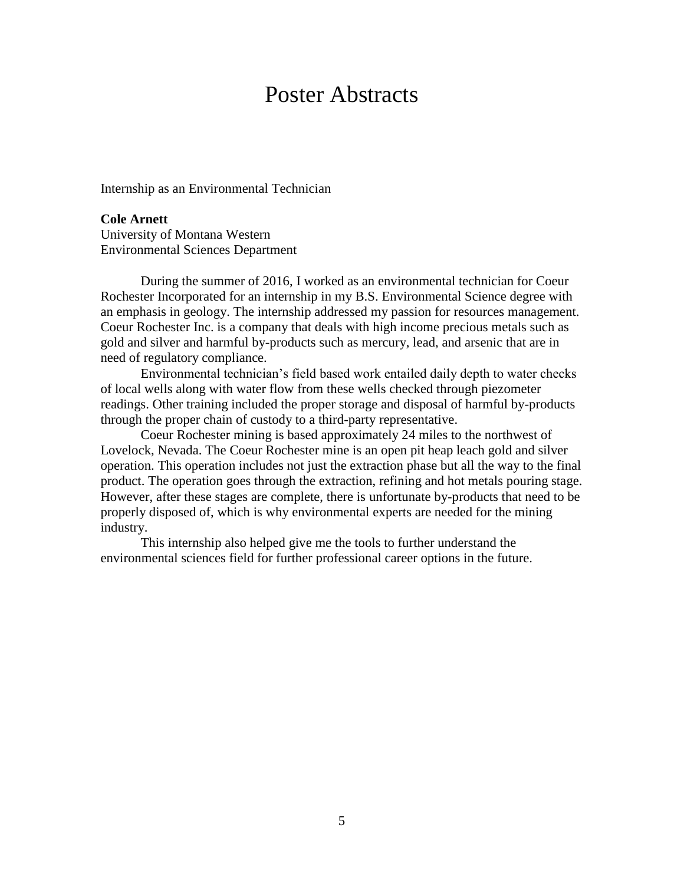# Poster Abstracts

Internship as an Environmental Technician

**Cole Arnett**
University of Montana Western
Environmental Sciences Department

During the summer of 2016, I worked as an environmental technician for Coeur Rochester Incorporated for an internship in my B.S. Environmental Science degree with an emphasis in geology. The internship addressed my passion for resources management. Coeur Rochester Inc. is a company that deals with high income precious metals such as gold and silver and harmful by-products such as mercury, lead, and arsenic that are in need of regulatory compliance.

Environmental technician's field based work entailed daily depth to water checks of local wells along with water flow from these wells checked through piezometer readings. Other training included the proper storage and disposal of harmful by-products through the proper chain of custody to a third-party representative.

Coeur Rochester mining is based approximately 24 miles to the northwest of Lovelock, Nevada. The Coeur Rochester mine is an open pit heap leach gold and silver operation. This operation includes not just the extraction phase but all the way to the final product. The operation goes through the extraction, refining and hot metals pouring stage. However, after these stages are complete, there is unfortunate by-products that need to be properly disposed of, which is why environmental experts are needed for the mining industry.

This internship also helped give me the tools to further understand the environmental sciences field for further professional career options in the future.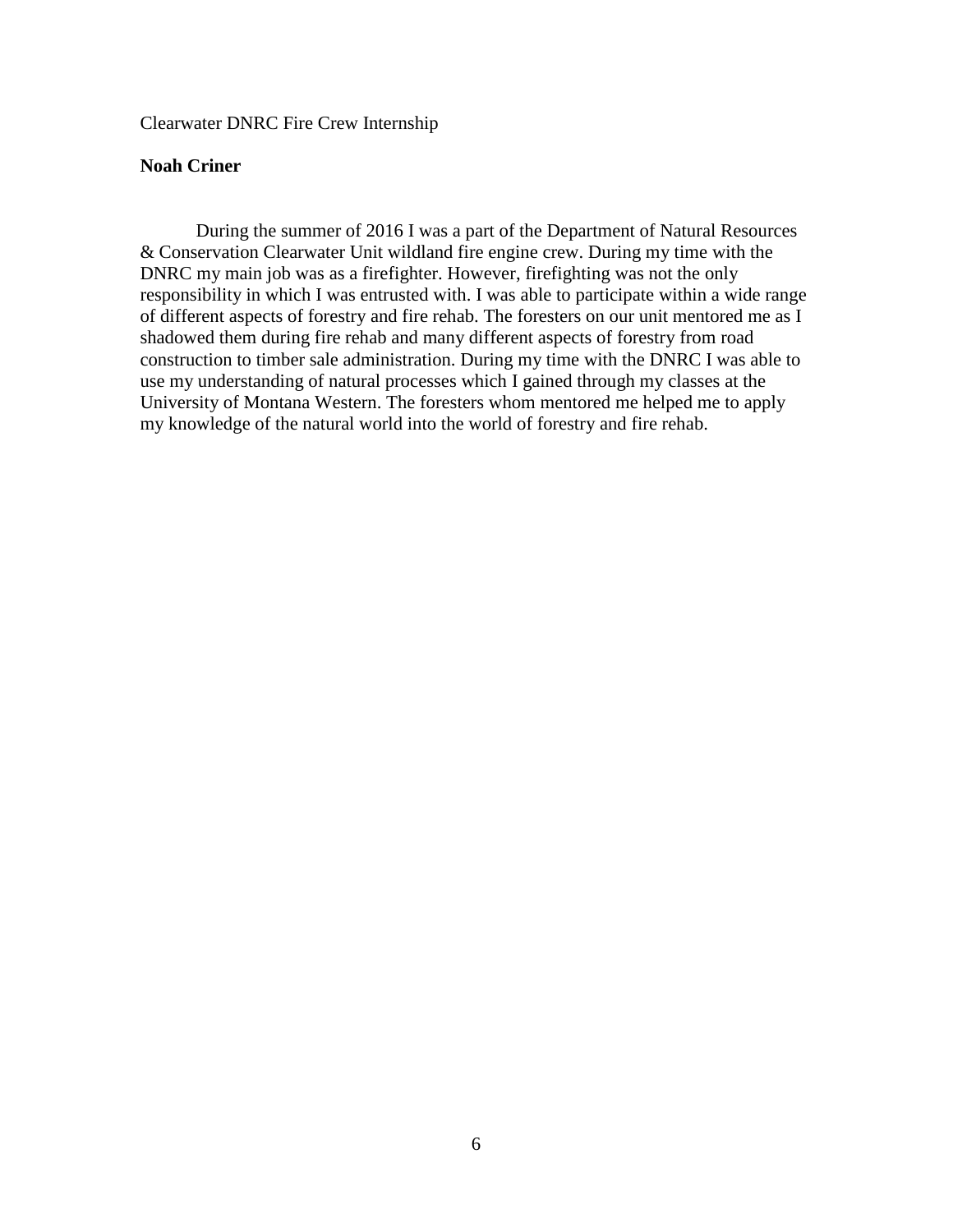Clearwater DNRC Fire Crew Internship

**Noah Criner**

During the summer of 2016 I was a part of the Department of Natural Resources & Conservation Clearwater Unit wildland fire engine crew. During my time with the DNRC my main job was as a firefighter. However, firefighting was not the only responsibility in which I was entrusted with. I was able to participate within a wide range of different aspects of forestry and fire rehab. The foresters on our unit mentored me as I shadowed them during fire rehab and many different aspects of forestry from road construction to timber sale administration. During my time with the DNRC I was able to use my understanding of natural processes which I gained through my classes at the University of Montana Western. The foresters whom mentored me helped me to apply my knowledge of the natural world into the world of forestry and fire rehab.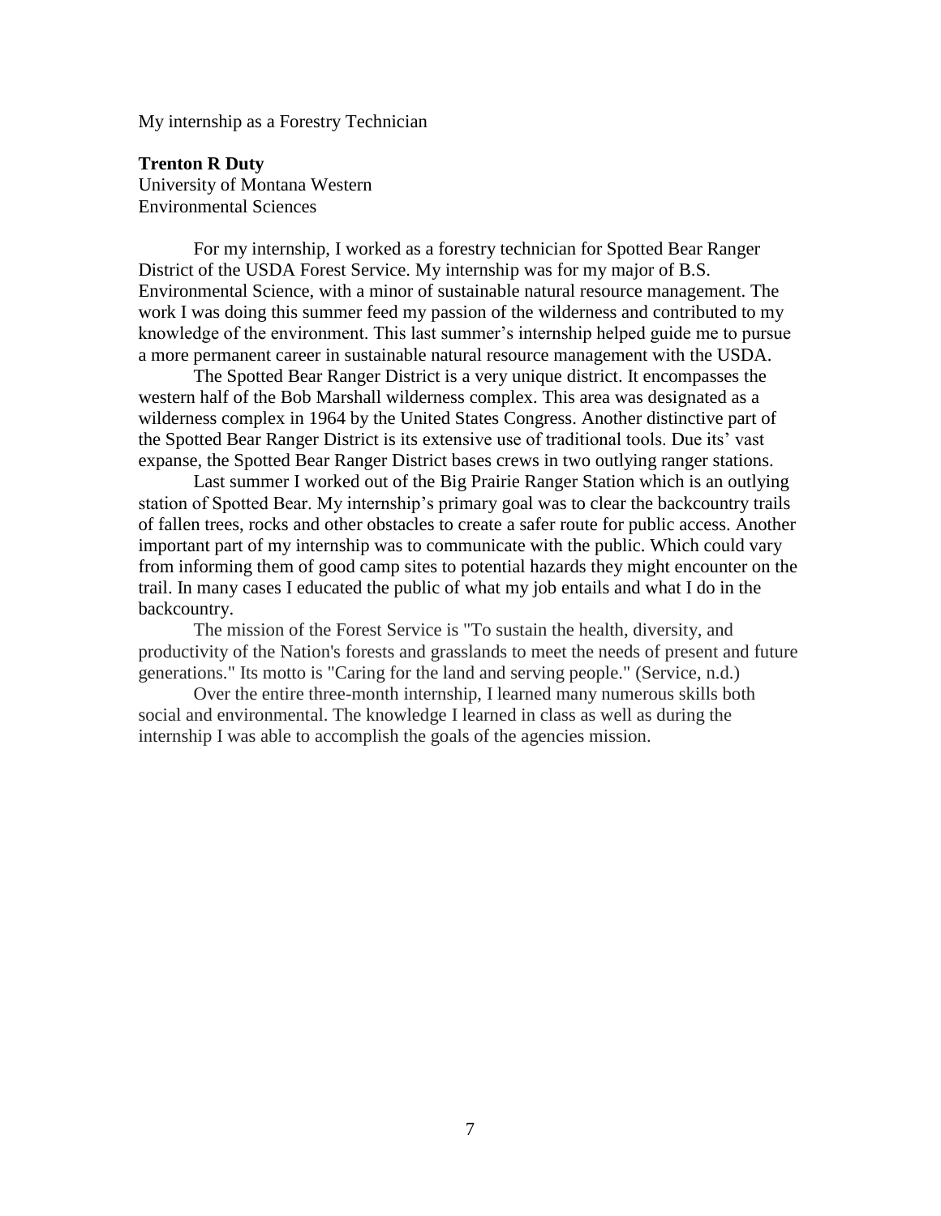My internship as a Forestry Technician

**Trenton R Duty**
University of Montana Western
Environmental Sciences

For my internship, I worked as a forestry technician for Spotted Bear Ranger District of the USDA Forest Service. My internship was for my major of B.S. Environmental Science, with a minor of sustainable natural resource management. The work I was doing this summer feed my passion of the wilderness and contributed to my knowledge of the environment. This last summer's internship helped guide me to pursue a more permanent career in sustainable natural resource management with the USDA.

The Spotted Bear Ranger District is a very unique district. It encompasses the western half of the Bob Marshall wilderness complex. This area was designated as a wilderness complex in 1964 by the United States Congress. Another distinctive part of the Spotted Bear Ranger District is its extensive use of traditional tools. Due its' vast expanse, the Spotted Bear Ranger District bases crews in two outlying ranger stations.

Last summer I worked out of the Big Prairie Ranger Station which is an outlying station of Spotted Bear. My internship's primary goal was to clear the backcountry trails of fallen trees, rocks and other obstacles to create a safer route for public access. Another important part of my internship was to communicate with the public. Which could vary from informing them of good camp sites to potential hazards they might encounter on the trail. In many cases I educated the public of what my job entails and what I do in the backcountry.

The mission of the Forest Service is "To sustain the health, diversity, and productivity of the Nation's forests and grasslands to meet the needs of present and future generations." Its motto is "Caring for the land and serving people." (Service, n.d.)

Over the entire three-month internship, I learned many numerous skills both social and environmental. The knowledge I learned in class as well as during the internship I was able to accomplish the goals of the agencies mission.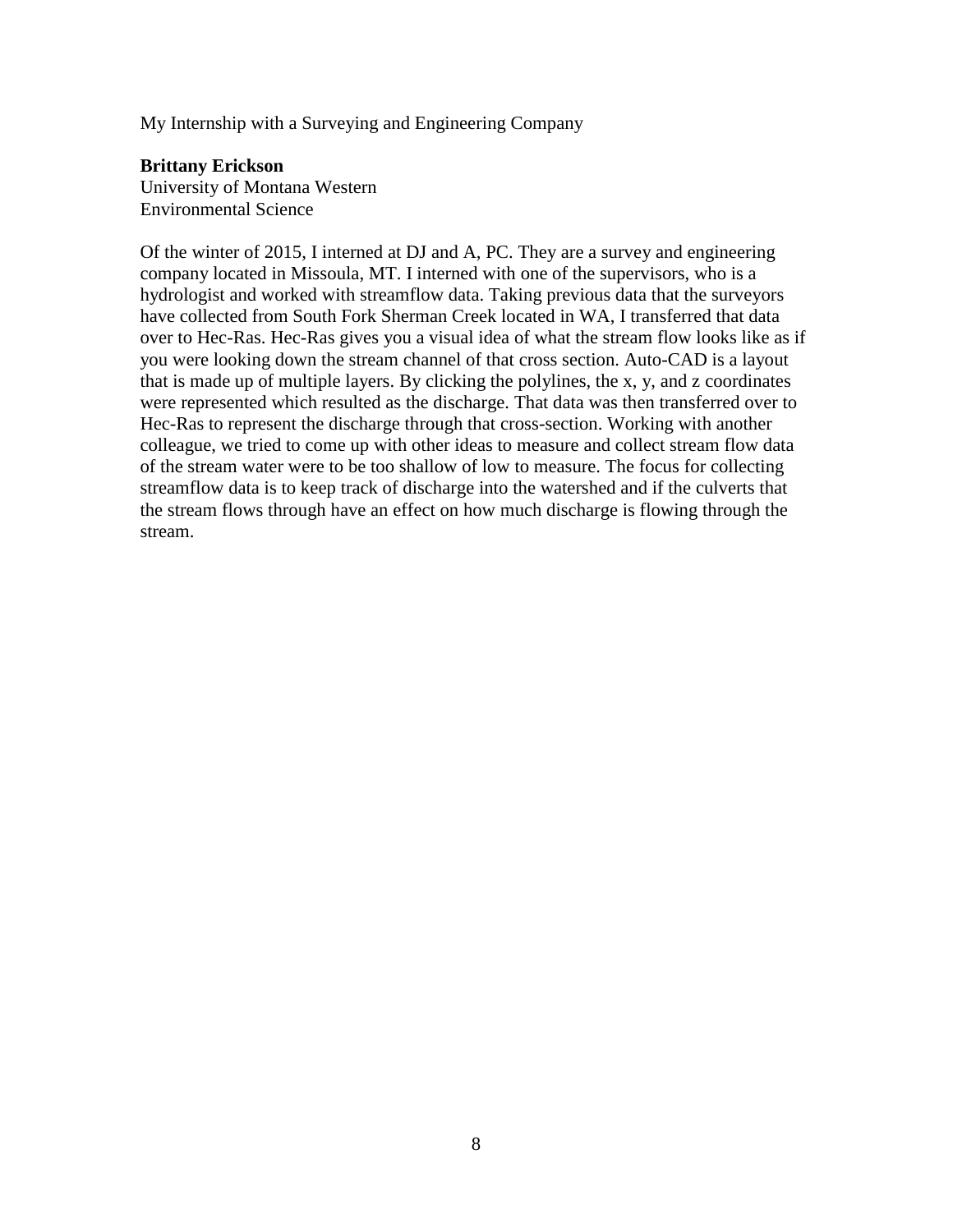My Internship with a Surveying and Engineering Company

**Brittany Erickson**
University of Montana Western
Environmental Science

Of the winter of 2015, I interned at DJ and A, PC. They are a survey and engineering company located in Missoula, MT. I interned with one of the supervisors, who is a hydrologist and worked with streamflow data. Taking previous data that the surveyors have collected from South Fork Sherman Creek located in WA, I transferred that data over to Hec-Ras. Hec-Ras gives you a visual idea of what the stream flow looks like as if you were looking down the stream channel of that cross section. Auto-CAD is a layout that is made up of multiple layers. By clicking the polylines, the x, y, and z coordinates were represented which resulted as the discharge. That data was then transferred over to Hec-Ras to represent the discharge through that cross-section. Working with another colleague, we tried to come up with other ideas to measure and collect stream flow data of the stream water were to be too shallow of low to measure. The focus for collecting streamflow data is to keep track of discharge into the watershed and if the culverts that the stream flows through have an effect on how much discharge is flowing through the stream.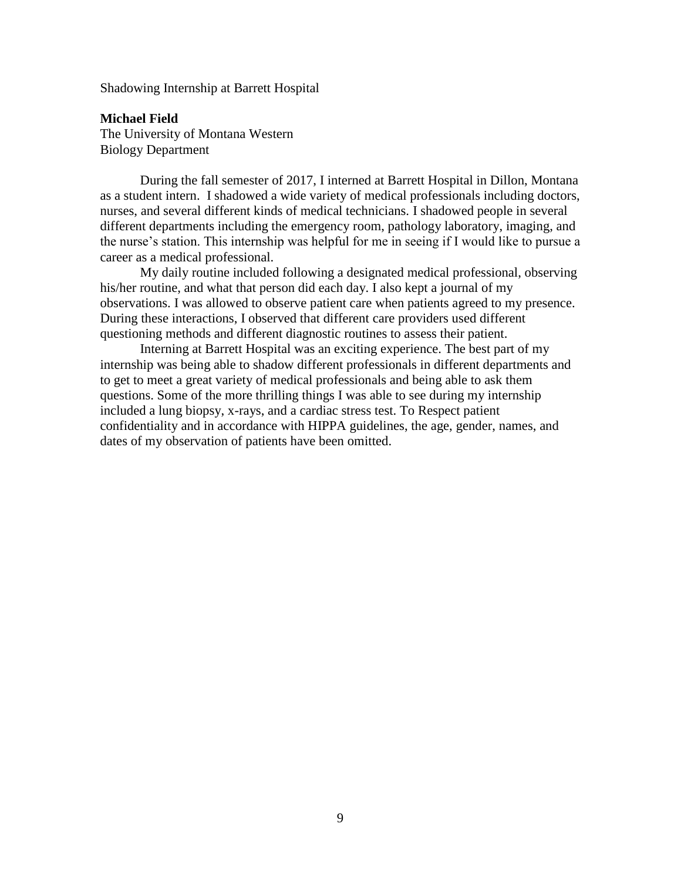Shadowing Internship at Barrett Hospital

**Michael Field**
The University of Montana Western
Biology Department

During the fall semester of 2017, I interned at Barrett Hospital in Dillon, Montana as a student intern. I shadowed a wide variety of medical professionals including doctors, nurses, and several different kinds of medical technicians. I shadowed people in several different departments including the emergency room, pathology laboratory, imaging, and the nurse's station. This internship was helpful for me in seeing if I would like to pursue a career as a medical professional.

My daily routine included following a designated medical professional, observing his/her routine, and what that person did each day. I also kept a journal of my observations. I was allowed to observe patient care when patients agreed to my presence. During these interactions, I observed that different care providers used different questioning methods and different diagnostic routines to assess their patient.

Interning at Barrett Hospital was an exciting experience. The best part of my internship was being able to shadow different professionals in different departments and to get to meet a great variety of medical professionals and being able to ask them questions. Some of the more thrilling things I was able to see during my internship included a lung biopsy, x-rays, and a cardiac stress test. To Respect patient confidentiality and in accordance with HIPPA guidelines, the age, gender, names, and dates of my observation of patients have been omitted.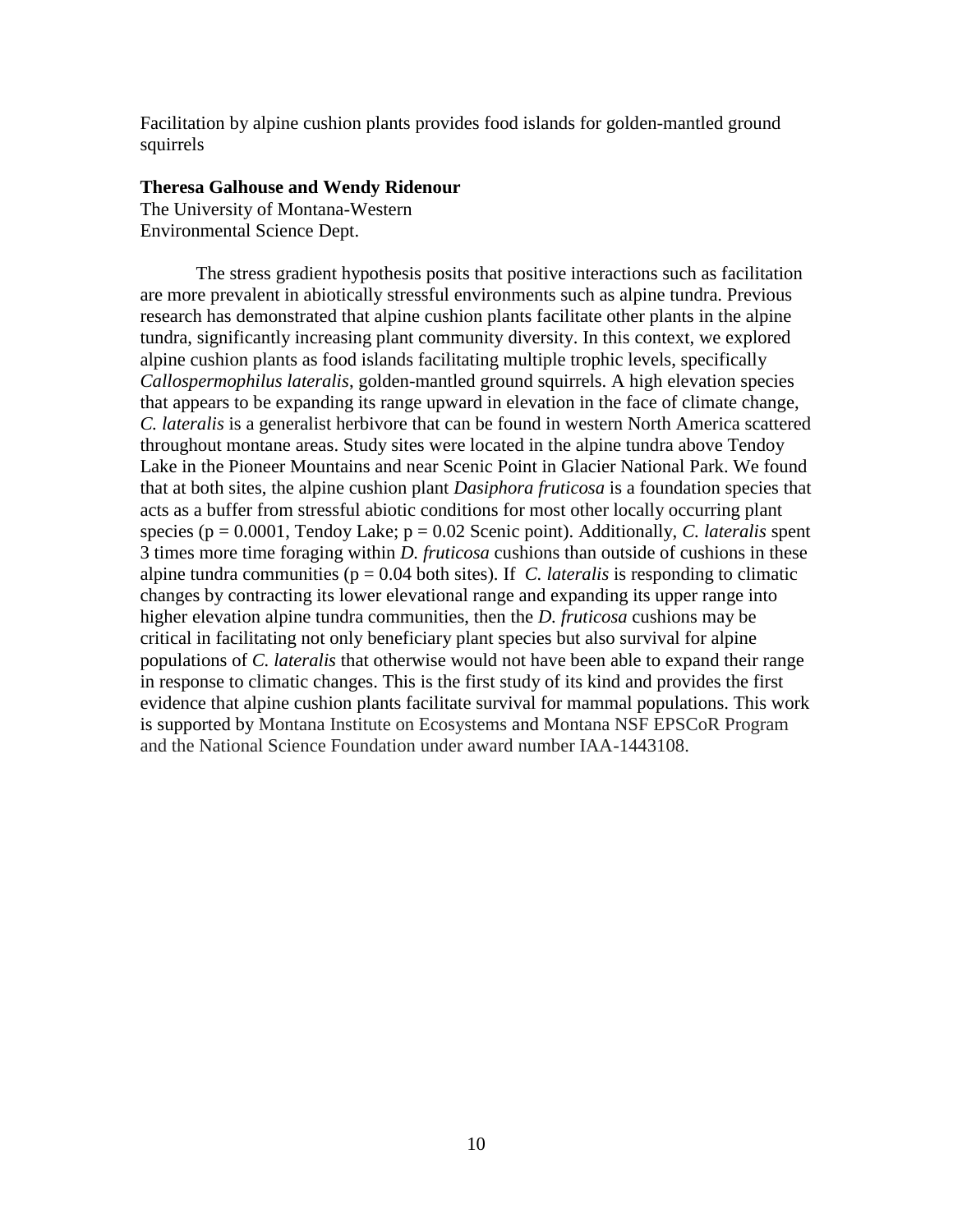Facilitation by alpine cushion plants provides food islands for golden-mantled ground squirrels

**Theresa Galhouse and Wendy Ridenour**
The University of Montana-Western
Environmental Science Dept.

The stress gradient hypothesis posits that positive interactions such as facilitation are more prevalent in abiotically stressful environments such as alpine tundra. Previous research has demonstrated that alpine cushion plants facilitate other plants in the alpine tundra, significantly increasing plant community diversity. In this context, we explored alpine cushion plants as food islands facilitating multiple trophic levels, specifically *Callospermophilus lateralis*, golden-mantled ground squirrels. A high elevation species that appears to be expanding its range upward in elevation in the face of climate change, *C. lateralis* is a generalist herbivore that can be found in western North America scattered throughout montane areas. Study sites were located in the alpine tundra above Tendoy Lake in the Pioneer Mountains and near Scenic Point in Glacier National Park. We found that at both sites, the alpine cushion plant *Dasiphora fruticosa* is a foundation species that acts as a buffer from stressful abiotic conditions for most other locally occurring plant species ($p = 0.0001$, Tendoy Lake; $p = 0.02$ Scenic point). Additionally, *C. lateralis* spent 3 times more time foraging within *D. fruticosa* cushions than outside of cushions in these alpine tundra communities ($p = 0.04$ both sites). If *C. lateralis* is responding to climatic changes by contracting its lower elevational range and expanding its upper range into higher elevation alpine tundra communities, then the *D. fruticosa* cushions may be critical in facilitating not only beneficiary plant species but also survival for alpine populations of *C. lateralis* that otherwise would not have been able to expand their range in response to climatic changes. This is the first study of its kind and provides the first evidence that alpine cushion plants facilitate survival for mammal populations. This work is supported by Montana Institute on Ecosystems and Montana NSF EPSCoR Program and the National Science Foundation under award number IAA-1443108.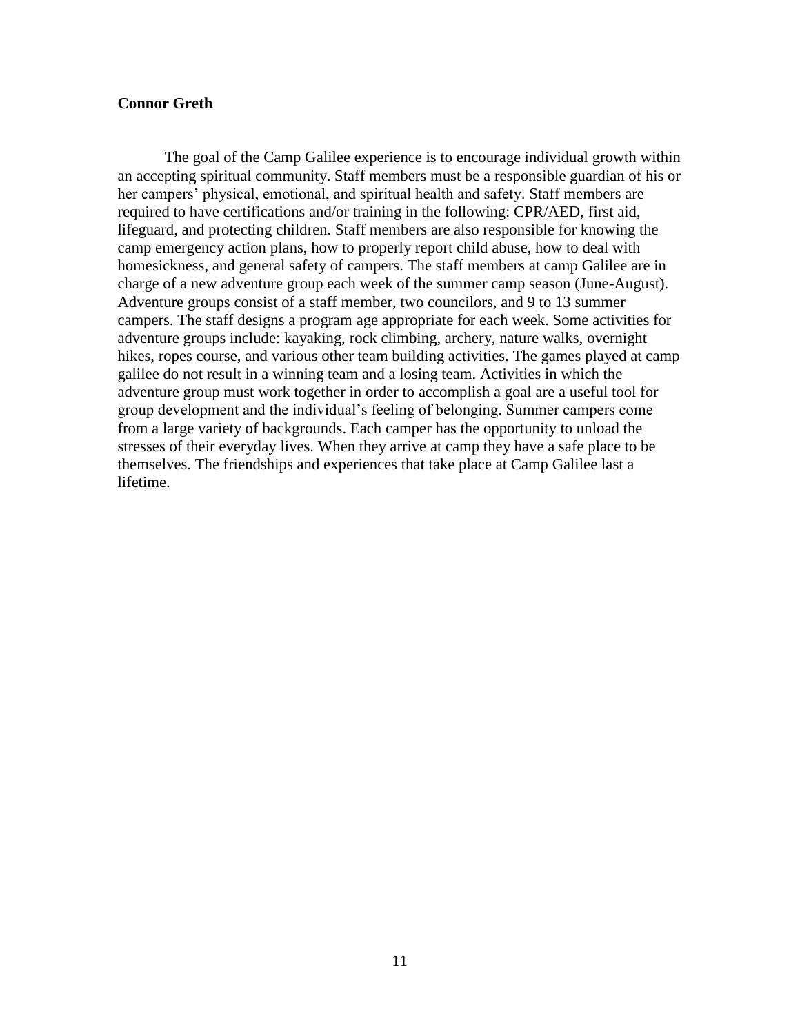**Connor Greth**

The goal of the Camp Galilee experience is to encourage individual growth within an accepting spiritual community. Staff members must be a responsible guardian of his or her campers' physical, emotional, and spiritual health and safety. Staff members are required to have certifications and/or training in the following: CPR/AED, first aid, lifeguard, and protecting children. Staff members are also responsible for knowing the camp emergency action plans, how to properly report child abuse, how to deal with homesickness, and general safety of campers. The staff members at camp Galilee are in charge of a new adventure group each week of the summer camp season (June-August). Adventure groups consist of a staff member, two councilors, and 9 to 13 summer campers. The staff designs a program age appropriate for each week. Some activities for adventure groups include: kayaking, rock climbing, archery, nature walks, overnight hikes, ropes course, and various other team building activities. The games played at camp galilee do not result in a winning team and a losing team. Activities in which the adventure group must work together in order to accomplish a goal are a useful tool for group development and the individual's feeling of belonging. Summer campers come from a large variety of backgrounds. Each camper has the opportunity to unload the stresses of their everyday lives. When they arrive at camp they have a safe place to be themselves. The friendships and experiences that take place at Camp Galilee last a lifetime.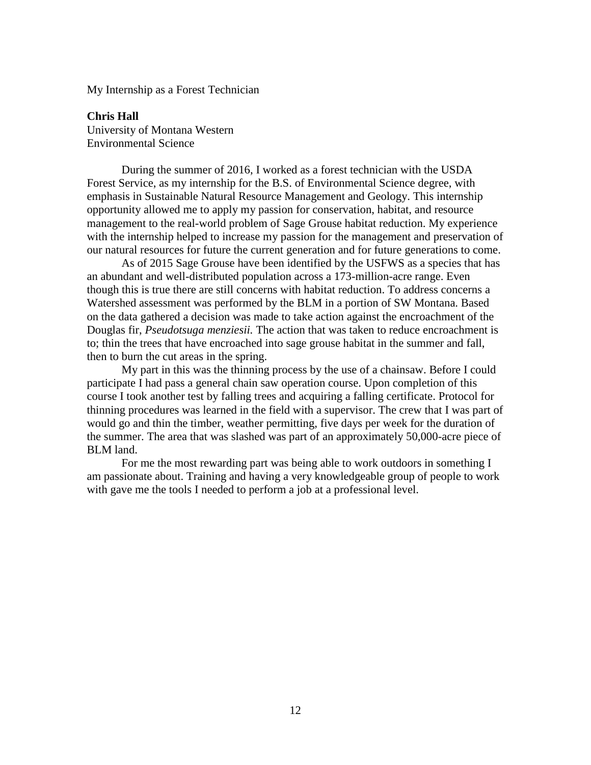My Internship as a Forest Technician

**Chris Hall**
University of Montana Western
Environmental Science

During the summer of 2016, I worked as a forest technician with the USDA Forest Service, as my internship for the B.S. of Environmental Science degree, with emphasis in Sustainable Natural Resource Management and Geology. This internship opportunity allowed me to apply my passion for conservation, habitat, and resource management to the real-world problem of Sage Grouse habitat reduction. My experience with the internship helped to increase my passion for the management and preservation of our natural resources for future the current generation and for future generations to come.

As of 2015 Sage Grouse have been identified by the USFWS as a species that has an abundant and well-distributed population across a 173-million-acre range. Even though this is true there are still concerns with habitat reduction. To address concerns a Watershed assessment was performed by the BLM in a portion of SW Montana. Based on the data gathered a decision was made to take action against the encroachment of the Douglas fir, *Pseudotsuga menziesii.* The action that was taken to reduce encroachment is to; thin the trees that have encroached into sage grouse habitat in the summer and fall, then to burn the cut areas in the spring.

My part in this was the thinning process by the use of a chainsaw. Before I could participate I had pass a general chain saw operation course. Upon completion of this course I took another test by falling trees and acquiring a falling certificate. Protocol for thinning procedures was learned in the field with a supervisor. The crew that I was part of would go and thin the timber, weather permitting, five days per week for the duration of the summer. The area that was slashed was part of an approximately 50,000-acre piece of BLM land.

For me the most rewarding part was being able to work outdoors in something I am passionate about. Training and having a very knowledgeable group of people to work with gave me the tools I needed to perform a job at a professional level.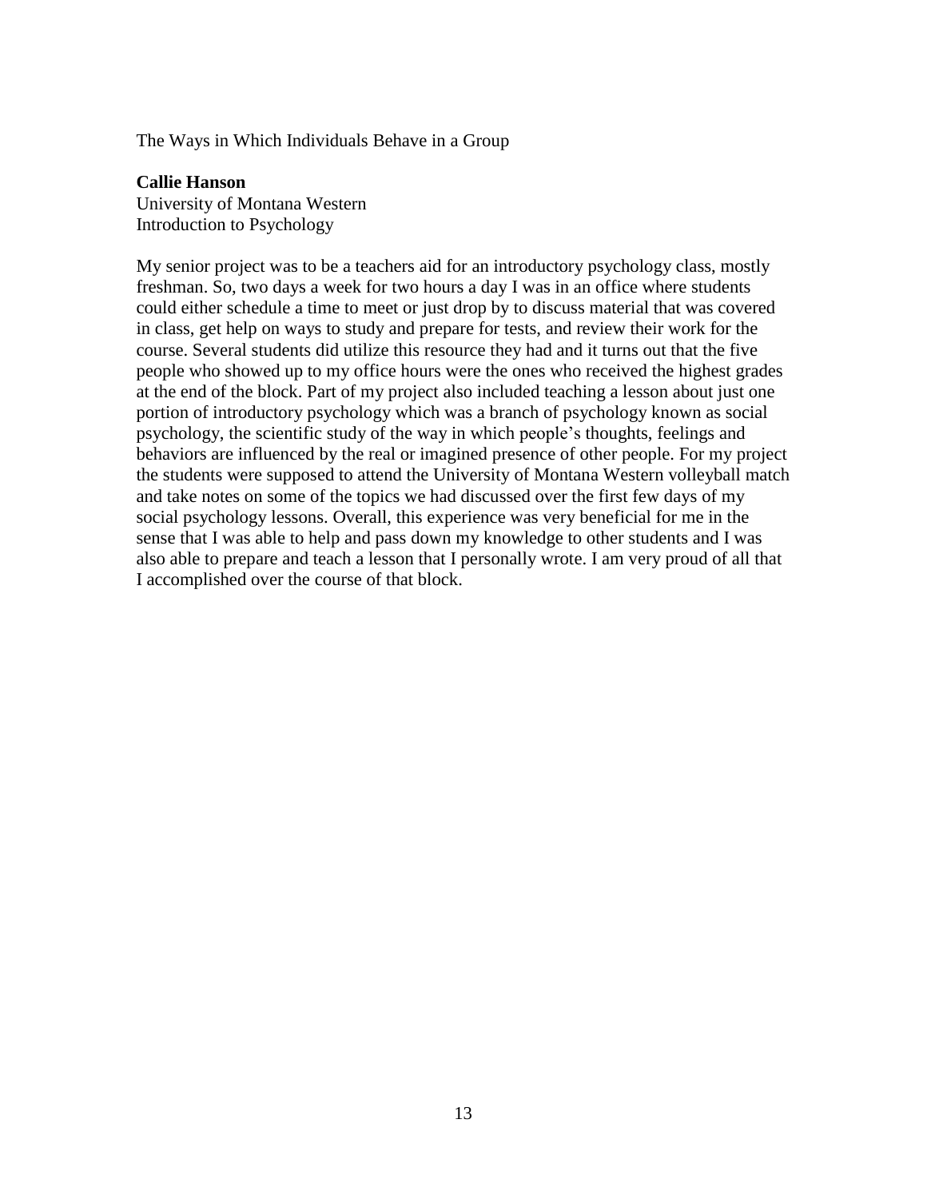The Ways in Which Individuals Behave in a Group

**Callie Hanson**
University of Montana Western
Introduction to Psychology

My senior project was to be a teachers aid for an introductory psychology class, mostly freshman. So, two days a week for two hours a day I was in an office where students could either schedule a time to meet or just drop by to discuss material that was covered in class, get help on ways to study and prepare for tests, and review their work for the course. Several students did utilize this resource they had and it turns out that the five people who showed up to my office hours were the ones who received the highest grades at the end of the block. Part of my project also included teaching a lesson about just one portion of introductory psychology which was a branch of psychology known as social psychology, the scientific study of the way in which people's thoughts, feelings and behaviors are influenced by the real or imagined presence of other people. For my project the students were supposed to attend the University of Montana Western volleyball match and take notes on some of the topics we had discussed over the first few days of my social psychology lessons. Overall, this experience was very beneficial for me in the sense that I was able to help and pass down my knowledge to other students and I was also able to prepare and teach a lesson that I personally wrote. I am very proud of all that I accomplished over the course of that block.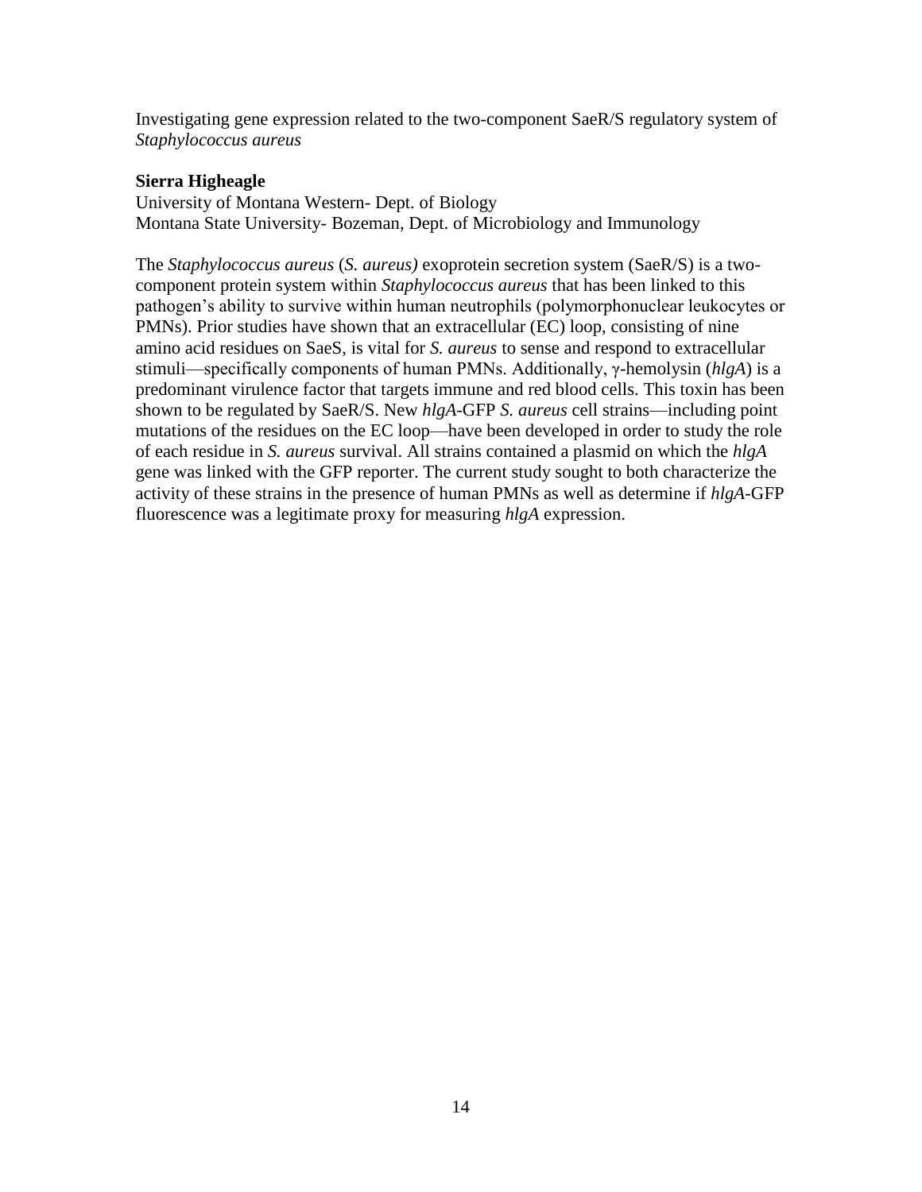Investigating gene expression related to the two-component SaeR/S regulatory system of *Staphylococcus aureus*

**Sierra Higheagle**
University of Montana Western- Dept. of Biology
Montana State University- Bozeman, Dept. of Microbiology and Immunology

The *Staphylococcus aureus* (*S. aureus)* exoprotein secretion system (SaeR/S) is a two-component protein system within *Staphylococcus aureus* that has been linked to this pathogen's ability to survive within human neutrophils (polymorphonuclear leukocytes or PMNs). Prior studies have shown that an extracellular (EC) loop, consisting of nine amino acid residues on SaeS, is vital for *S. aureus* to sense and respond to extracellular stimuli—specifically components of human PMNs. Additionally, γ-hemolysin (*hlgA*) is a predominant virulence factor that targets immune and red blood cells. This toxin has been shown to be regulated by SaeR/S. New *hlgA*-GFP *S. aureus* cell strains—including point mutations of the residues on the EC loop—have been developed in order to study the role of each residue in *S. aureus* survival. All strains contained a plasmid on which the *hlgA* gene was linked with the GFP reporter. The current study sought to both characterize the activity of these strains in the presence of human PMNs as well as determine if *hlgA*-GFP fluorescence was a legitimate proxy for measuring *hlgA* expression.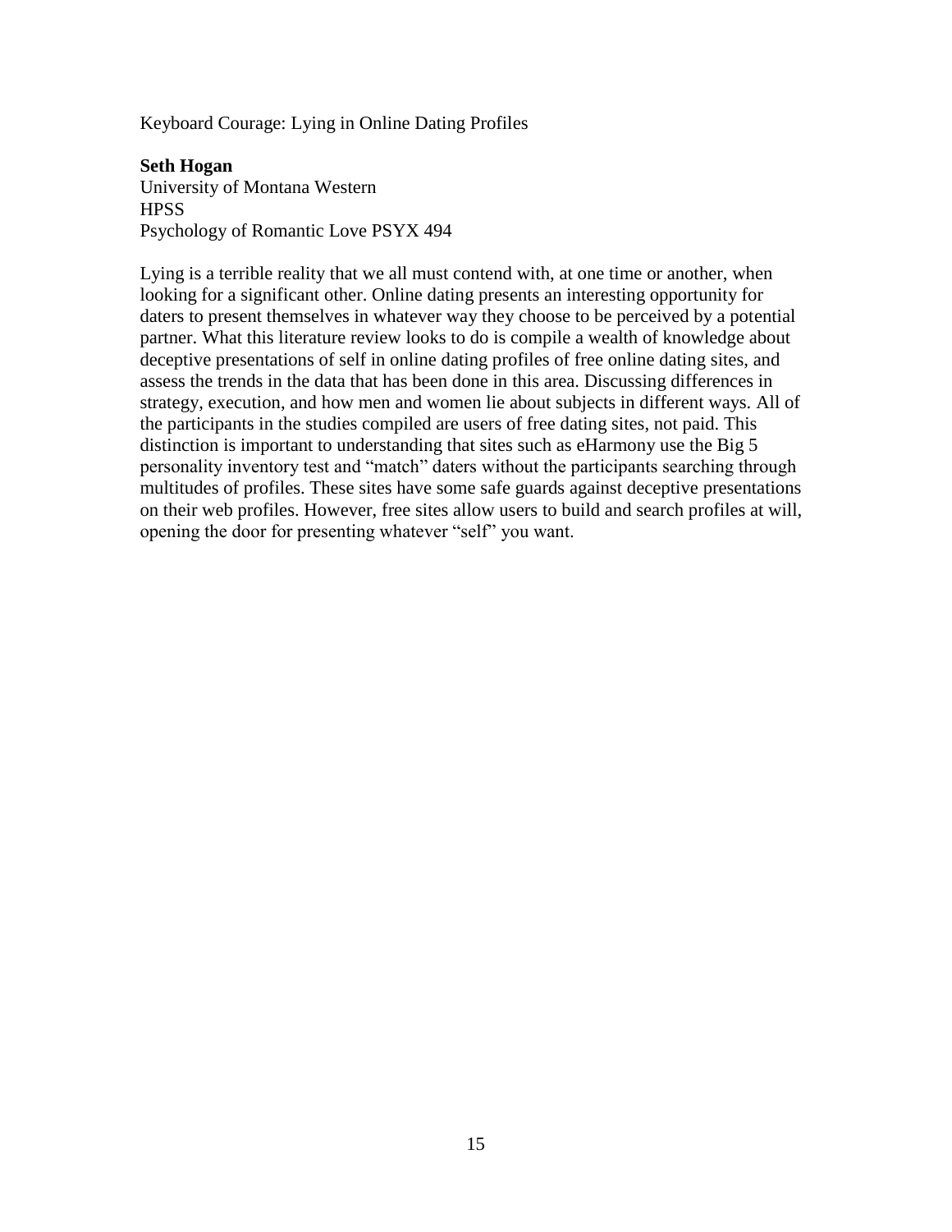Keyboard Courage: Lying in Online Dating Profiles

**Seth Hogan**
University of Montana Western
HPSS
Psychology of Romantic Love PSYX 494

Lying is a terrible reality that we all must contend with, at one time or another, when looking for a significant other. Online dating presents an interesting opportunity for daters to present themselves in whatever way they choose to be perceived by a potential partner. What this literature review looks to do is compile a wealth of knowledge about deceptive presentations of self in online dating profiles of free online dating sites, and assess the trends in the data that has been done in this area. Discussing differences in strategy, execution, and how men and women lie about subjects in different ways. All of the participants in the studies compiled are users of free dating sites, not paid. This distinction is important to understanding that sites such as eHarmony use the Big 5 personality inventory test and "match" daters without the participants searching through multitudes of profiles. These sites have some safe guards against deceptive presentations on their web profiles. However, free sites allow users to build and search profiles at will, opening the door for presenting whatever "self" you want.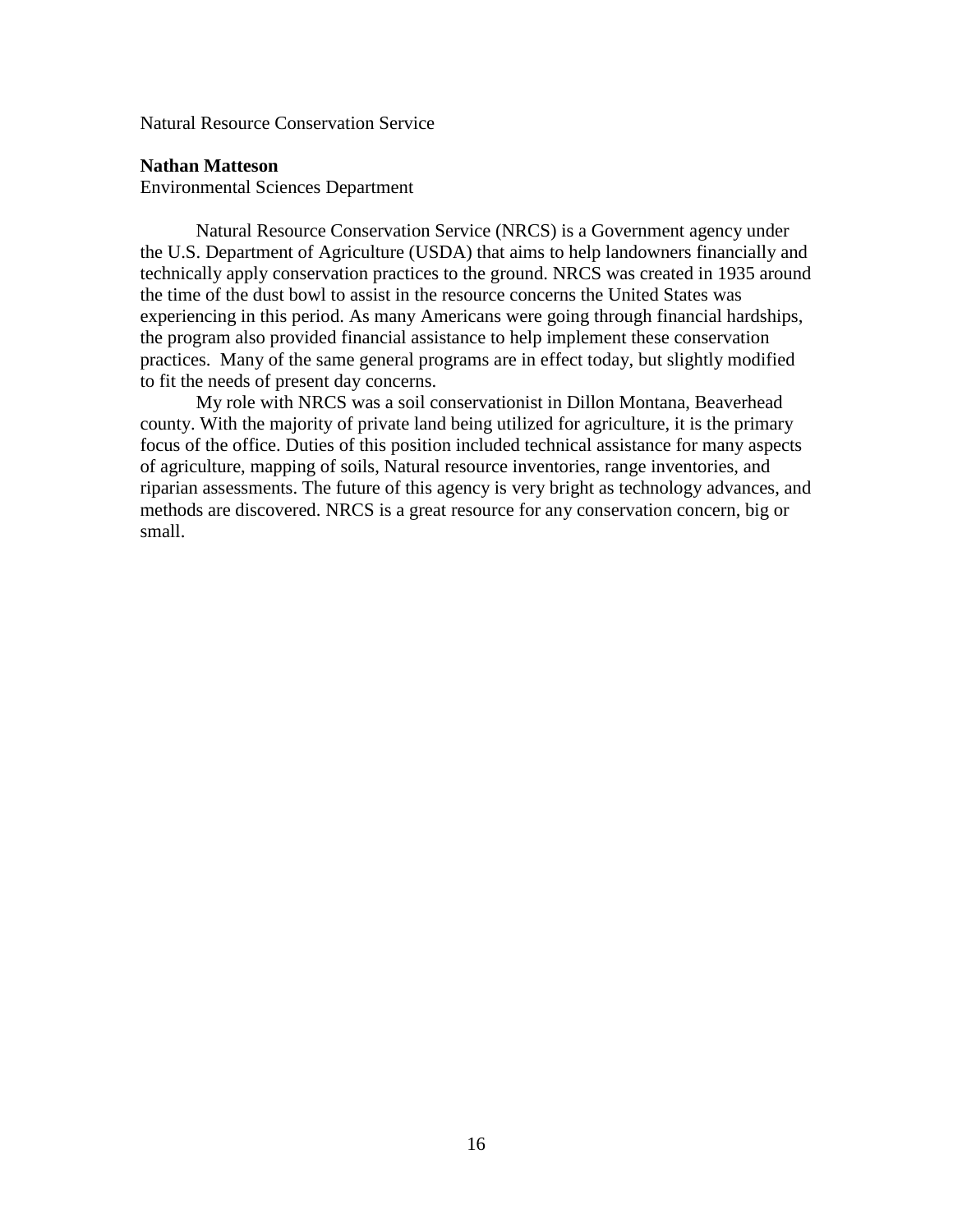Natural Resource Conservation Service

**Nathan Matteson**
Environmental Sciences Department

Natural Resource Conservation Service (NRCS) is a Government agency under the U.S. Department of Agriculture (USDA) that aims to help landowners financially and technically apply conservation practices to the ground. NRCS was created in 1935 around the time of the dust bowl to assist in the resource concerns the United States was experiencing in this period. As many Americans were going through financial hardships, the program also provided financial assistance to help implement these conservation practices. Many of the same general programs are in effect today, but slightly modified to fit the needs of present day concerns.

My role with NRCS was a soil conservationist in Dillon Montana, Beaverhead county. With the majority of private land being utilized for agriculture, it is the primary focus of the office. Duties of this position included technical assistance for many aspects of agriculture, mapping of soils, Natural resource inventories, range inventories, and riparian assessments. The future of this agency is very bright as technology advances, and methods are discovered. NRCS is a great resource for any conservation concern, big or small.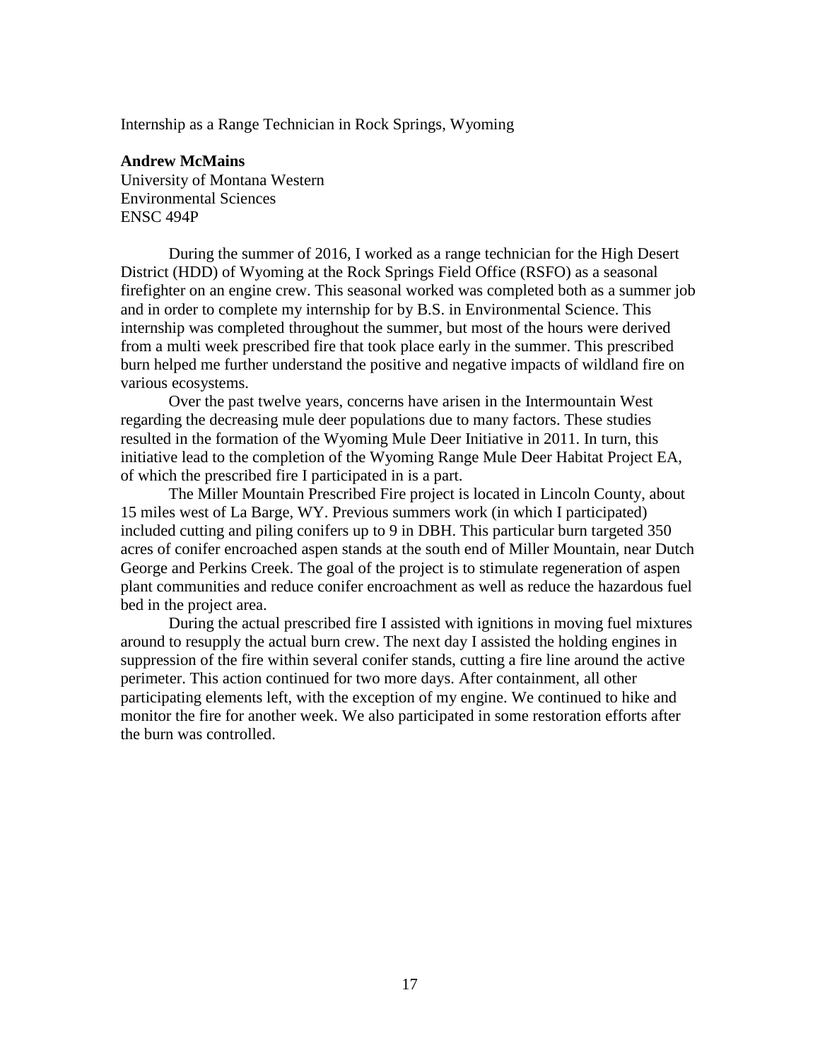Internship as a Range Technician in Rock Springs, Wyoming

**Andrew McMains**
University of Montana Western
Environmental Sciences
ENSC 494P

During the summer of 2016, I worked as a range technician for the High Desert District (HDD) of Wyoming at the Rock Springs Field Office (RSFO) as a seasonal firefighter on an engine crew. This seasonal worked was completed both as a summer job and in order to complete my internship for by B.S. in Environmental Science. This internship was completed throughout the summer, but most of the hours were derived from a multi week prescribed fire that took place early in the summer. This prescribed burn helped me further understand the positive and negative impacts of wildland fire on various ecosystems.

Over the past twelve years, concerns have arisen in the Intermountain West regarding the decreasing mule deer populations due to many factors. These studies resulted in the formation of the Wyoming Mule Deer Initiative in 2011. In turn, this initiative lead to the completion of the Wyoming Range Mule Deer Habitat Project EA, of which the prescribed fire I participated in is a part.

The Miller Mountain Prescribed Fire project is located in Lincoln County, about 15 miles west of La Barge, WY. Previous summers work (in which I participated) included cutting and piling conifers up to 9 in DBH. This particular burn targeted 350 acres of conifer encroached aspen stands at the south end of Miller Mountain, near Dutch George and Perkins Creek. The goal of the project is to stimulate regeneration of aspen plant communities and reduce conifer encroachment as well as reduce the hazardous fuel bed in the project area.

During the actual prescribed fire I assisted with ignitions in moving fuel mixtures around to resupply the actual burn crew. The next day I assisted the holding engines in suppression of the fire within several conifer stands, cutting a fire line around the active perimeter. This action continued for two more days. After containment, all other participating elements left, with the exception of my engine. We continued to hike and monitor the fire for another week. We also participated in some restoration efforts after the burn was controlled.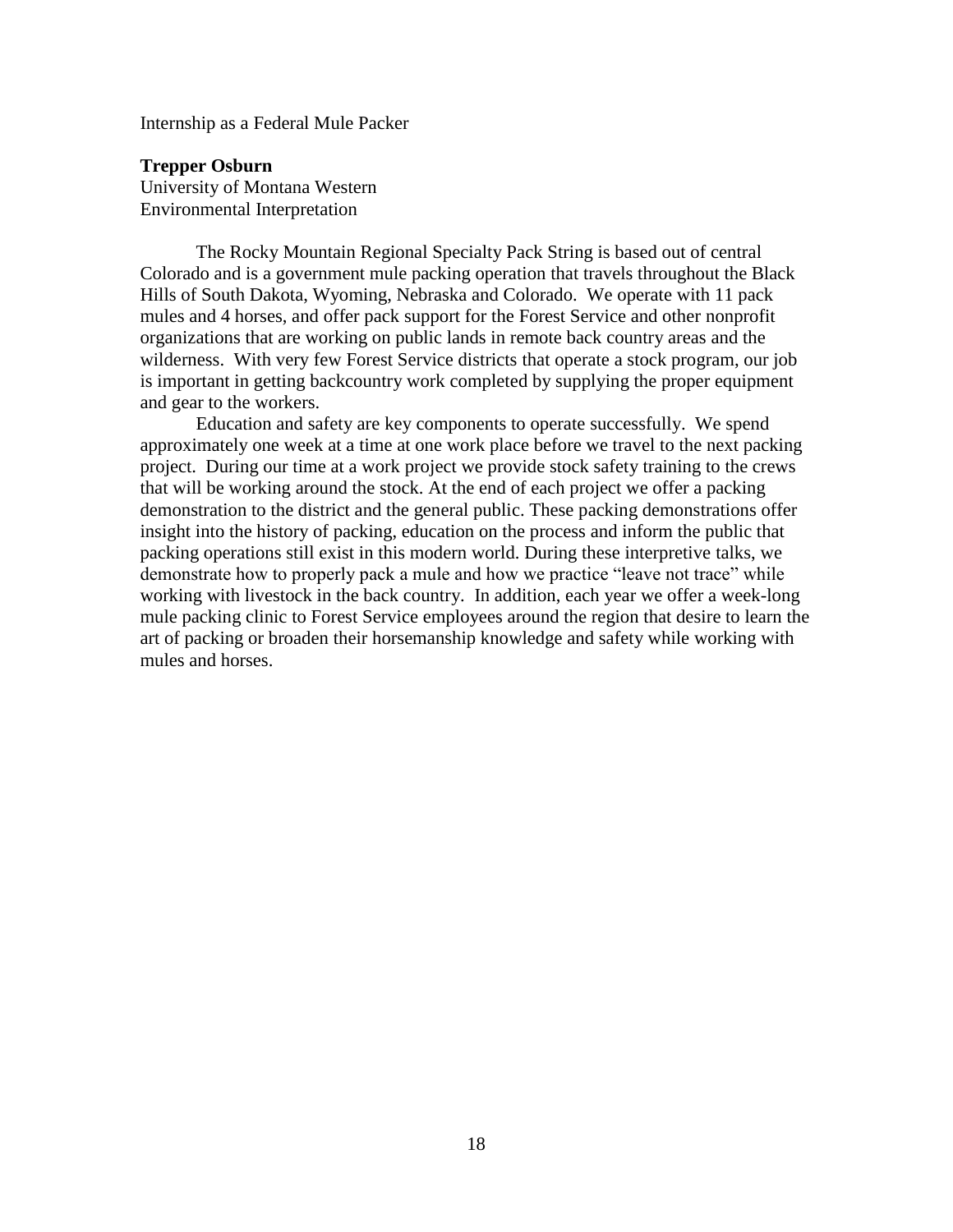Internship as a Federal Mule Packer

**Trepper Osburn**
University of Montana Western
Environmental Interpretation

The Rocky Mountain Regional Specialty Pack String is based out of central Colorado and is a government mule packing operation that travels throughout the Black Hills of South Dakota, Wyoming, Nebraska and Colorado. We operate with 11 pack mules and 4 horses, and offer pack support for the Forest Service and other nonprofit organizations that are working on public lands in remote back country areas and the wilderness. With very few Forest Service districts that operate a stock program, our job is important in getting backcountry work completed by supplying the proper equipment and gear to the workers.

Education and safety are key components to operate successfully. We spend approximately one week at a time at one work place before we travel to the next packing project. During our time at a work project we provide stock safety training to the crews that will be working around the stock. At the end of each project we offer a packing demonstration to the district and the general public. These packing demonstrations offer insight into the history of packing, education on the process and inform the public that packing operations still exist in this modern world. During these interpretive talks, we demonstrate how to properly pack a mule and how we practice "leave not trace" while working with livestock in the back country. In addition, each year we offer a week-long mule packing clinic to Forest Service employees around the region that desire to learn the art of packing or broaden their horsemanship knowledge and safety while working with mules and horses.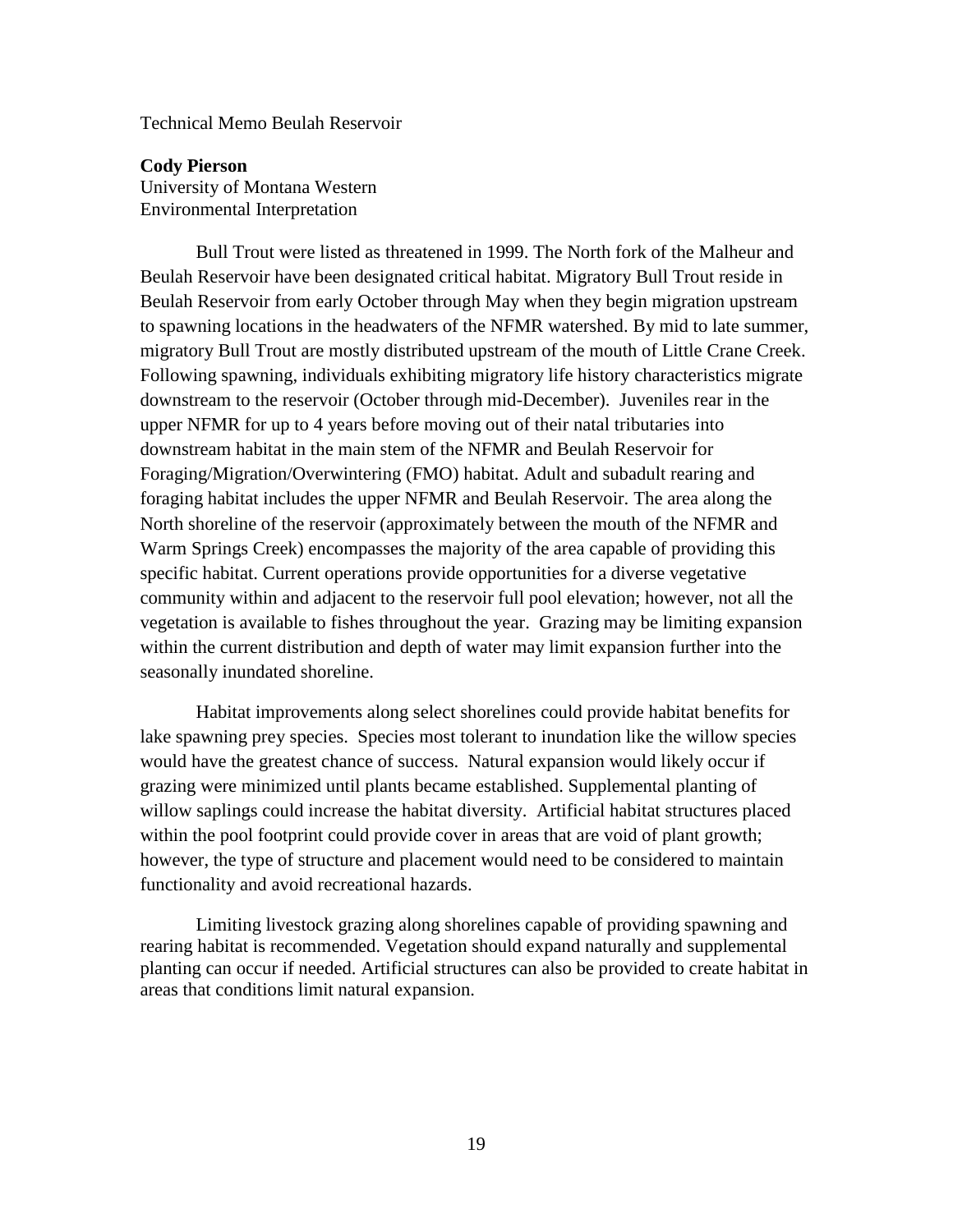Technical Memo Beulah Reservoir

**Cody Pierson**
University of Montana Western
Environmental Interpretation

Bull Trout were listed as threatened in 1999. The North fork of the Malheur and Beulah Reservoir have been designated critical habitat. Migratory Bull Trout reside in Beulah Reservoir from early October through May when they begin migration upstream to spawning locations in the headwaters of the NFMR watershed. By mid to late summer, migratory Bull Trout are mostly distributed upstream of the mouth of Little Crane Creek. Following spawning, individuals exhibiting migratory life history characteristics migrate downstream to the reservoir (October through mid-December). Juveniles rear in the upper NFMR for up to 4 years before moving out of their natal tributaries into downstream habitat in the main stem of the NFMR and Beulah Reservoir for Foraging/Migration/Overwintering (FMO) habitat. Adult and subadult rearing and foraging habitat includes the upper NFMR and Beulah Reservoir. The area along the North shoreline of the reservoir (approximately between the mouth of the NFMR and Warm Springs Creek) encompasses the majority of the area capable of providing this specific habitat. Current operations provide opportunities for a diverse vegetative community within and adjacent to the reservoir full pool elevation; however, not all the vegetation is available to fishes throughout the year. Grazing may be limiting expansion within the current distribution and depth of water may limit expansion further into the seasonally inundated shoreline.

Habitat improvements along select shorelines could provide habitat benefits for lake spawning prey species. Species most tolerant to inundation like the willow species would have the greatest chance of success. Natural expansion would likely occur if grazing were minimized until plants became established. Supplemental planting of willow saplings could increase the habitat diversity. Artificial habitat structures placed within the pool footprint could provide cover in areas that are void of plant growth; however, the type of structure and placement would need to be considered to maintain functionality and avoid recreational hazards.

Limiting livestock grazing along shorelines capable of providing spawning and rearing habitat is recommended. Vegetation should expand naturally and supplemental planting can occur if needed. Artificial structures can also be provided to create habitat in areas that conditions limit natural expansion.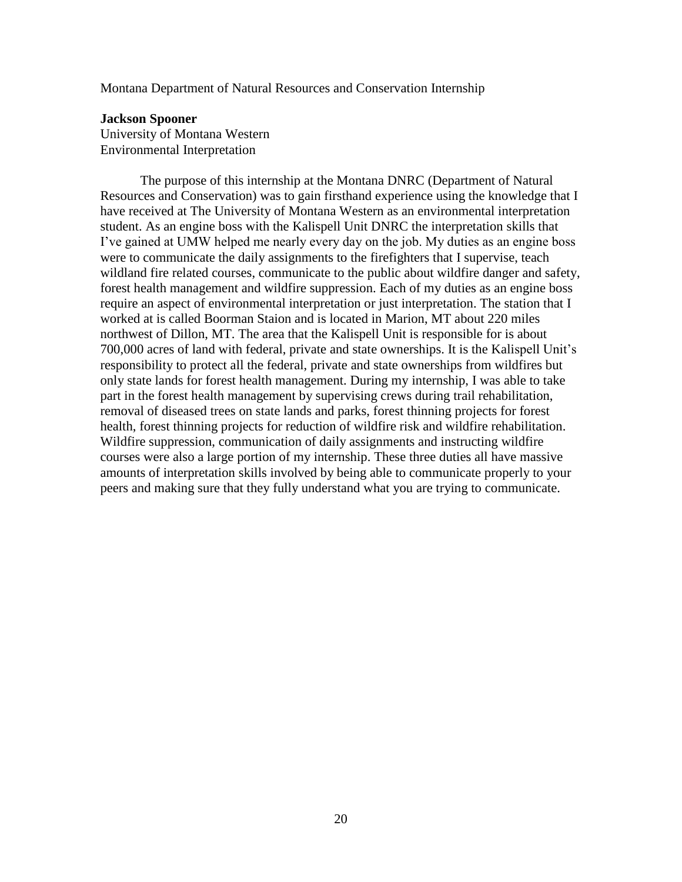Montana Department of Natural Resources and Conservation Internship

**Jackson Spooner**
University of Montana Western
Environmental Interpretation

The purpose of this internship at the Montana DNRC (Department of Natural Resources and Conservation) was to gain firsthand experience using the knowledge that I have received at The University of Montana Western as an environmental interpretation student. As an engine boss with the Kalispell Unit DNRC the interpretation skills that I've gained at UMW helped me nearly every day on the job. My duties as an engine boss were to communicate the daily assignments to the firefighters that I supervise, teach wildland fire related courses, communicate to the public about wildfire danger and safety, forest health management and wildfire suppression. Each of my duties as an engine boss require an aspect of environmental interpretation or just interpretation. The station that I worked at is called Boorman Staion and is located in Marion, MT about 220 miles northwest of Dillon, MT. The area that the Kalispell Unit is responsible for is about 700,000 acres of land with federal, private and state ownerships. It is the Kalispell Unit's responsibility to protect all the federal, private and state ownerships from wildfires but only state lands for forest health management. During my internship, I was able to take part in the forest health management by supervising crews during trail rehabilitation, removal of diseased trees on state lands and parks, forest thinning projects for forest health, forest thinning projects for reduction of wildfire risk and wildfire rehabilitation. Wildfire suppression, communication of daily assignments and instructing wildfire courses were also a large portion of my internship. These three duties all have massive amounts of interpretation skills involved by being able to communicate properly to your peers and making sure that they fully understand what you are trying to communicate.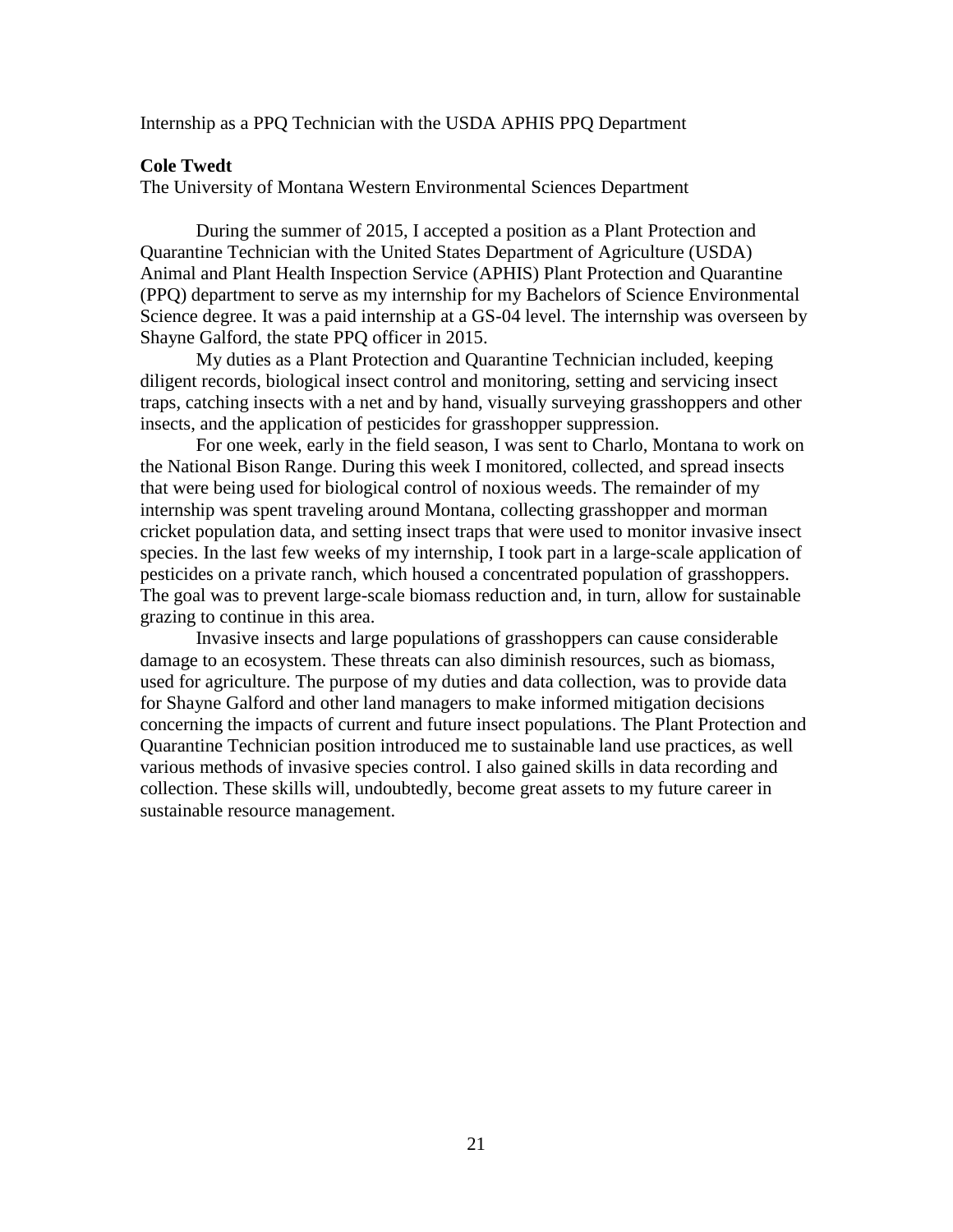Internship as a PPQ Technician with the USDA APHIS PPQ Department

**Cole Twedt**
The University of Montana Western Environmental Sciences Department

During the summer of 2015, I accepted a position as a Plant Protection and Quarantine Technician with the United States Department of Agriculture (USDA) Animal and Plant Health Inspection Service (APHIS) Plant Protection and Quarantine (PPQ) department to serve as my internship for my Bachelors of Science Environmental Science degree. It was a paid internship at a GS-04 level. The internship was overseen by Shayne Galford, the state PPQ officer in 2015.

My duties as a Plant Protection and Quarantine Technician included, keeping diligent records, biological insect control and monitoring, setting and servicing insect traps, catching insects with a net and by hand, visually surveying grasshoppers and other insects, and the application of pesticides for grasshopper suppression.

For one week, early in the field season, I was sent to Charlo, Montana to work on the National Bison Range. During this week I monitored, collected, and spread insects that were being used for biological control of noxious weeds. The remainder of my internship was spent traveling around Montana, collecting grasshopper and morman cricket population data, and setting insect traps that were used to monitor invasive insect species. In the last few weeks of my internship, I took part in a large-scale application of pesticides on a private ranch, which housed a concentrated population of grasshoppers. The goal was to prevent large-scale biomass reduction and, in turn, allow for sustainable grazing to continue in this area.

Invasive insects and large populations of grasshoppers can cause considerable damage to an ecosystem. These threats can also diminish resources, such as biomass, used for agriculture. The purpose of my duties and data collection, was to provide data for Shayne Galford and other land managers to make informed mitigation decisions concerning the impacts of current and future insect populations. The Plant Protection and Quarantine Technician position introduced me to sustainable land use practices, as well various methods of invasive species control. I also gained skills in data recording and collection. These skills will, undoubtedly, become great assets to my future career in sustainable resource management.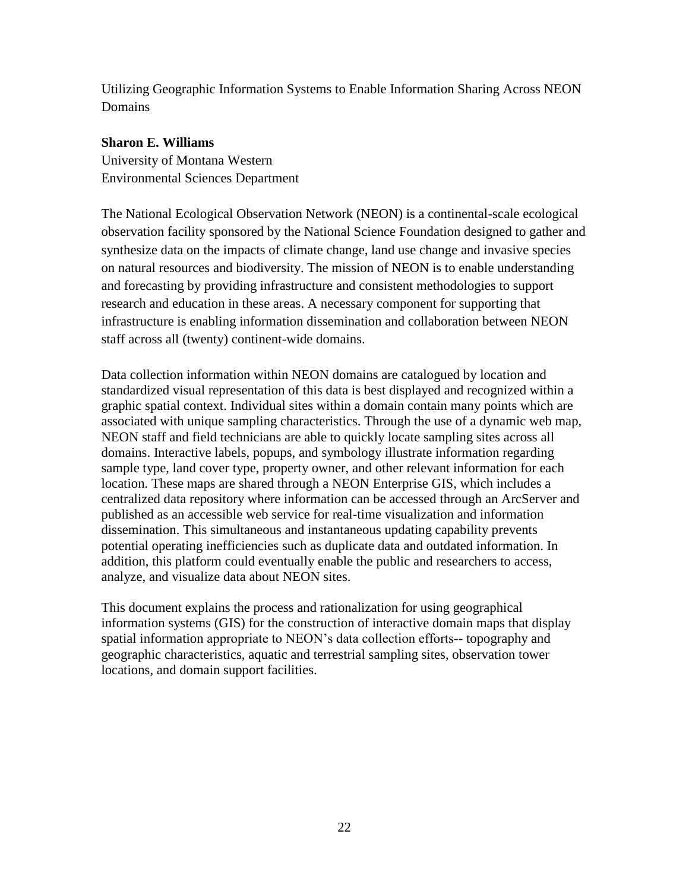# Utilizing Geographic Information Systems to Enable Information Sharing Across NEON Domains

**Sharon E. Williams**
University of Montana Western
Environmental Sciences Department

The National Ecological Observation Network (NEON) is a continental-scale ecological observation facility sponsored by the National Science Foundation designed to gather and synthesize data on the impacts of climate change, land use change and invasive species on natural resources and biodiversity. The mission of NEON is to enable understanding and forecasting by providing infrastructure and consistent methodologies to support research and education in these areas. A necessary component for supporting that infrastructure is enabling information dissemination and collaboration between NEON staff across all (twenty) continent-wide domains.

Data collection information within NEON domains are catalogued by location and standardized visual representation of this data is best displayed and recognized within a graphic spatial context. Individual sites within a domain contain many points which are associated with unique sampling characteristics. Through the use of a dynamic web map, NEON staff and field technicians are able to quickly locate sampling sites across all domains. Interactive labels, popups, and symbology illustrate information regarding sample type, land cover type, property owner, and other relevant information for each location. These maps are shared through a NEON Enterprise GIS, which includes a centralized data repository where information can be accessed through an ArcServer and published as an accessible web service for real-time visualization and information dissemination. This simultaneous and instantaneous updating capability prevents potential operating inefficiencies such as duplicate data and outdated information. In addition, this platform could eventually enable the public and researchers to access, analyze, and visualize data about NEON sites.

This document explains the process and rationalization for using geographical information systems (GIS) for the construction of interactive domain maps that display spatial information appropriate to NEON's data collection efforts-- topography and geographic characteristics, aquatic and terrestrial sampling sites, observation tower locations, and domain support facilities.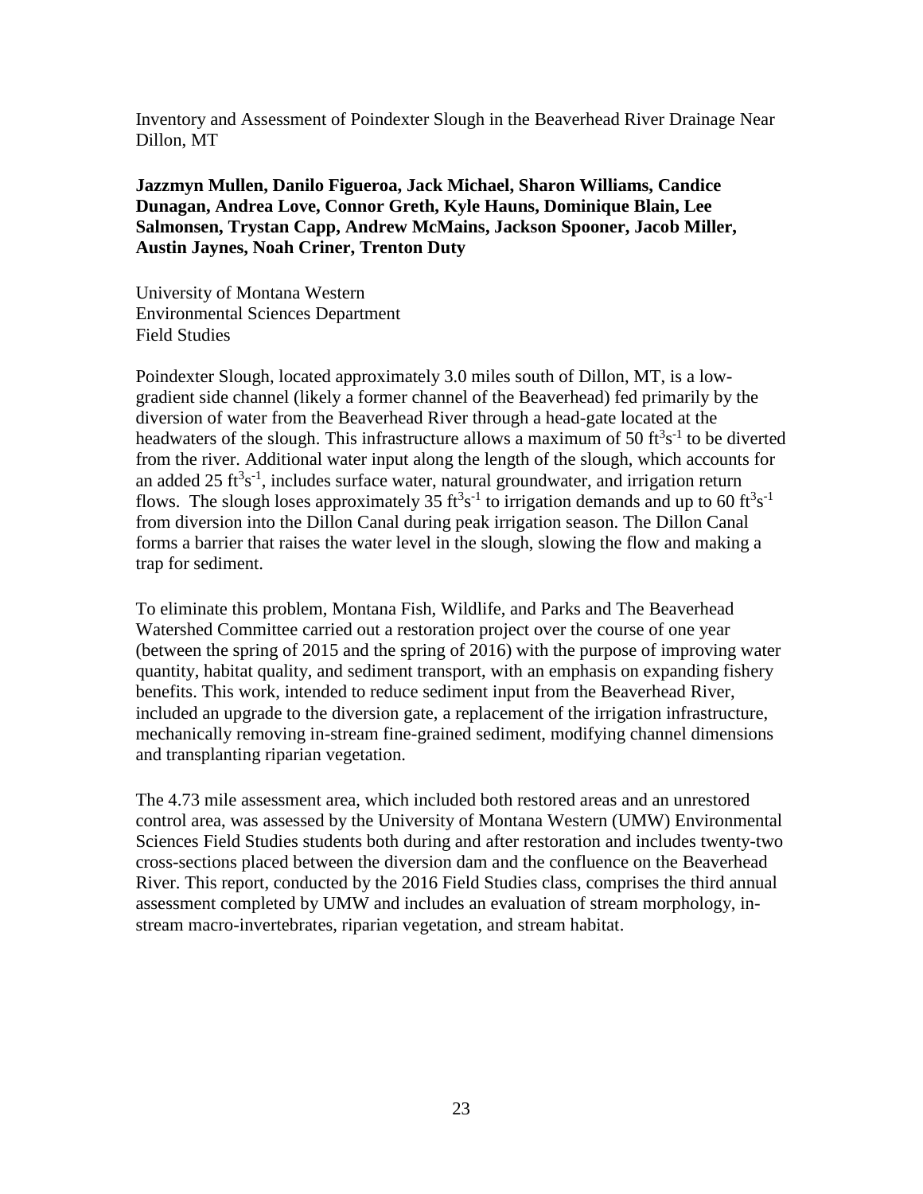Inventory and Assessment of Poindexter Slough in the Beaverhead River Drainage Near Dillon, MT

**Jazzmyn Mullen, Danilo Figueroa, Jack Michael, Sharon Williams, Candice Dunagan, Andrea Love, Connor Greth, Kyle Hauns, Dominique Blain, Lee Salmonsen, Trystan Capp, Andrew McMains, Jackson Spooner, Jacob Miller, Austin Jaynes, Noah Criner, Trenton Duty**

University of Montana Western
Environmental Sciences Department
Field Studies

Poindexter Slough, located approximately 3.0 miles south of Dillon, MT, is a low-gradient side channel (likely a former channel of the Beaverhead) fed primarily by the diversion of water from the Beaverhead River through a head-gate located at the headwaters of the slough. This infrastructure allows a maximum of 50 $ft^3s^{-1}$ to be diverted from the river. Additional water input along the length of the slough, which accounts for an added 25 $ft^3s^{-1}$, includes surface water, natural groundwater, and irrigation return flows. The slough loses approximately 35 $ft^3s^{-1}$ to irrigation demands and up to 60 $ft^3s^{-1}$ from diversion into the Dillon Canal during peak irrigation season. The Dillon Canal forms a barrier that raises the water level in the slough, slowing the flow and making a trap for sediment.

To eliminate this problem, Montana Fish, Wildlife, and Parks and The Beaverhead Watershed Committee carried out a restoration project over the course of one year (between the spring of 2015 and the spring of 2016) with the purpose of improving water quantity, habitat quality, and sediment transport, with an emphasis on expanding fishery benefits. This work, intended to reduce sediment input from the Beaverhead River, included an upgrade to the diversion gate, a replacement of the irrigation infrastructure, mechanically removing in-stream fine-grained sediment, modifying channel dimensions and transplanting riparian vegetation.

The 4.73 mile assessment area, which included both restored areas and an unrestored control area, was assessed by the University of Montana Western (UMW) Environmental Sciences Field Studies students both during and after restoration and includes twenty-two cross-sections placed between the diversion dam and the confluence on the Beaverhead River. This report, conducted by the 2016 Field Studies class, comprises the third annual assessment completed by UMW and includes an evaluation of stream morphology, in-stream macro-invertebrates, riparian vegetation, and stream habitat.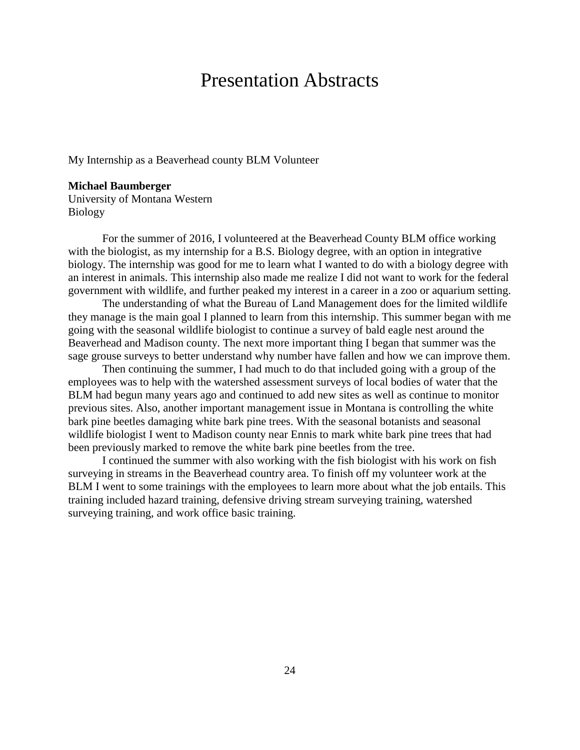# Presentation Abstracts

My Internship as a Beaverhead county BLM Volunteer

**Michael Baumberger**
University of Montana Western
Biology

For the summer of 2016, I volunteered at the Beaverhead County BLM office working with the biologist, as my internship for a B.S. Biology degree, with an option in integrative biology. The internship was good for me to learn what I wanted to do with a biology degree with an interest in animals. This internship also made me realize I did not want to work for the federal government with wildlife, and further peaked my interest in a career in a zoo or aquarium setting.

The understanding of what the Bureau of Land Management does for the limited wildlife they manage is the main goal I planned to learn from this internship. This summer began with me going with the seasonal wildlife biologist to continue a survey of bald eagle nest around the Beaverhead and Madison county. The next more important thing I began that summer was the sage grouse surveys to better understand why number have fallen and how we can improve them.

Then continuing the summer, I had much to do that included going with a group of the employees was to help with the watershed assessment surveys of local bodies of water that the BLM had begun many years ago and continued to add new sites as well as continue to monitor previous sites. Also, another important management issue in Montana is controlling the white bark pine beetles damaging white bark pine trees. With the seasonal botanists and seasonal wildlife biologist I went to Madison county near Ennis to mark white bark pine trees that had been previously marked to remove the white bark pine beetles from the tree.

I continued the summer with also working with the fish biologist with his work on fish surveying in streams in the Beaverhead country area. To finish off my volunteer work at the BLM I went to some trainings with the employees to learn more about what the job entails. This training included hazard training, defensive driving stream surveying training, watershed surveying training, and work office basic training.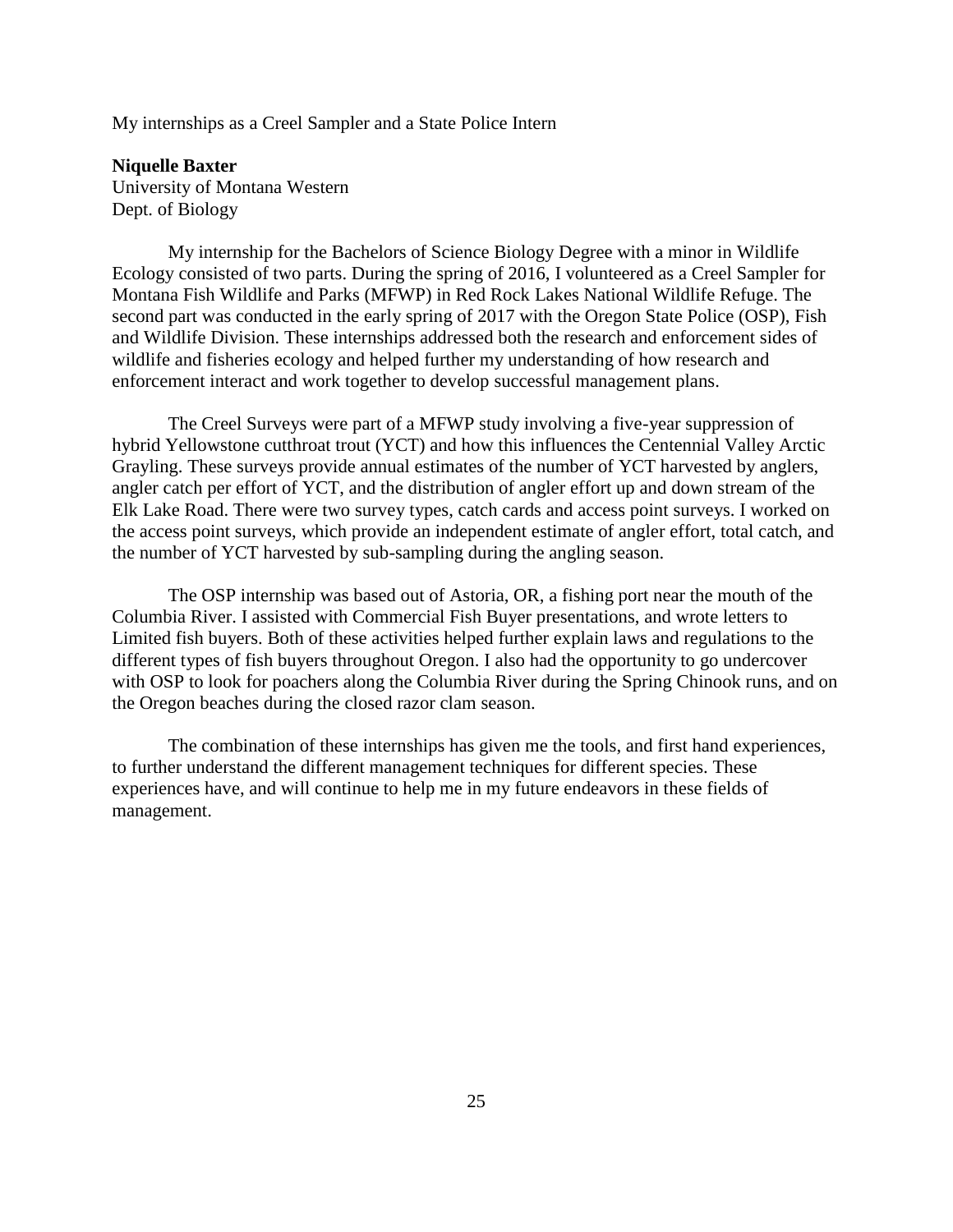My internships as a Creel Sampler and a State Police Intern

**Niquelle Baxter**
University of Montana Western
Dept. of Biology

My internship for the Bachelors of Science Biology Degree with a minor in Wildlife Ecology consisted of two parts. During the spring of 2016, I volunteered as a Creel Sampler for Montana Fish Wildlife and Parks (MFWP) in Red Rock Lakes National Wildlife Refuge. The second part was conducted in the early spring of 2017 with the Oregon State Police (OSP), Fish and Wildlife Division. These internships addressed both the research and enforcement sides of wildlife and fisheries ecology and helped further my understanding of how research and enforcement interact and work together to develop successful management plans.

The Creel Surveys were part of a MFWP study involving a five-year suppression of hybrid Yellowstone cutthroat trout (YCT) and how this influences the Centennial Valley Arctic Grayling. These surveys provide annual estimates of the number of YCT harvested by anglers, angler catch per effort of YCT, and the distribution of angler effort up and down stream of the Elk Lake Road. There were two survey types, catch cards and access point surveys. I worked on the access point surveys, which provide an independent estimate of angler effort, total catch, and the number of YCT harvested by sub-sampling during the angling season.

The OSP internship was based out of Astoria, OR, a fishing port near the mouth of the Columbia River. I assisted with Commercial Fish Buyer presentations, and wrote letters to Limited fish buyers. Both of these activities helped further explain laws and regulations to the different types of fish buyers throughout Oregon. I also had the opportunity to go undercover with OSP to look for poachers along the Columbia River during the Spring Chinook runs, and on the Oregon beaches during the closed razor clam season.

The combination of these internships has given me the tools, and first hand experiences, to further understand the different management techniques for different species. These experiences have, and will continue to help me in my future endeavors in these fields of management.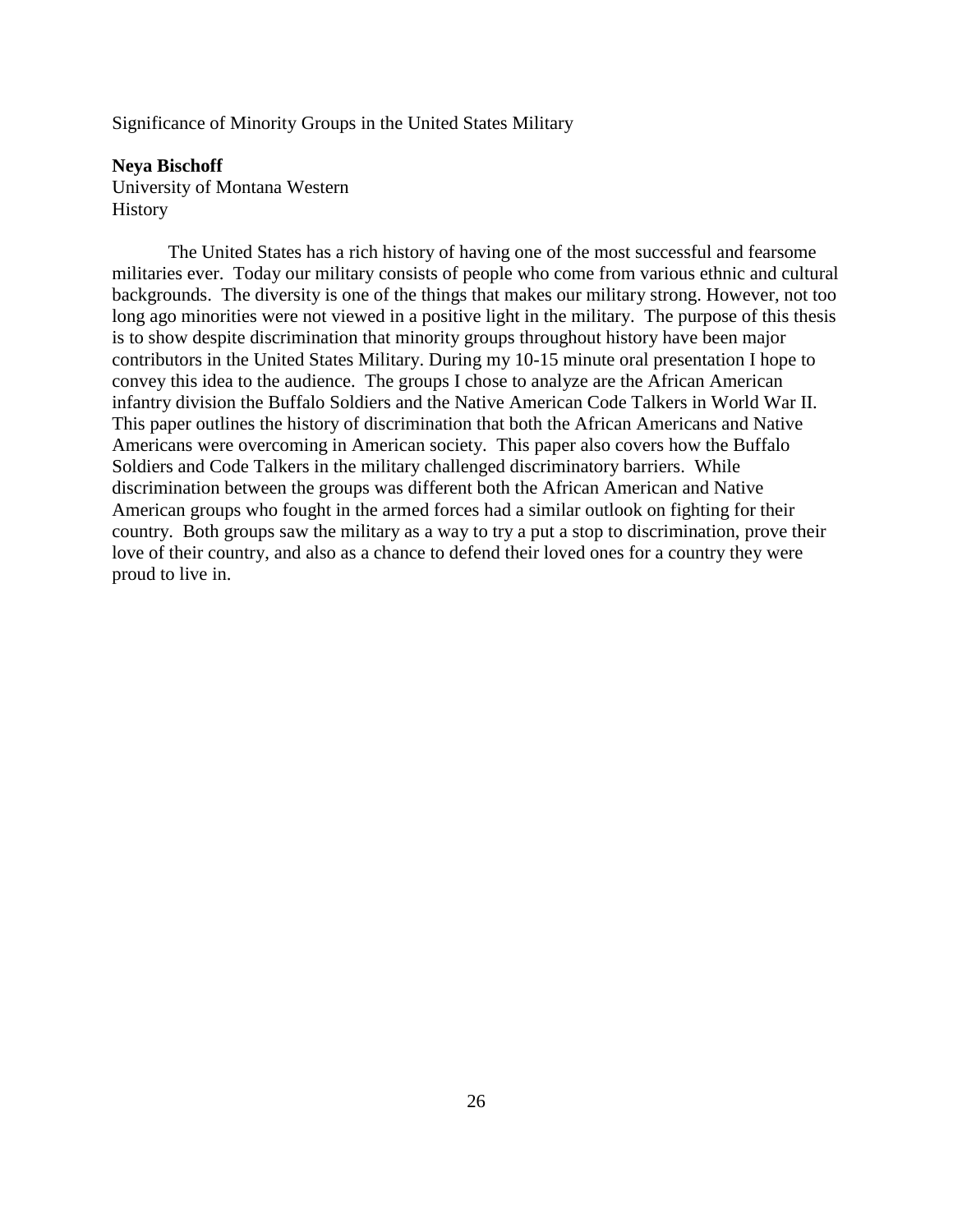Significance of Minority Groups in the United States Military

**Neya Bischoff**
University of Montana Western
History

The United States has a rich history of having one of the most successful and fearsome militaries ever. Today our military consists of people who come from various ethnic and cultural backgrounds. The diversity is one of the things that makes our military strong. However, not too long ago minorities were not viewed in a positive light in the military. The purpose of this thesis is to show despite discrimination that minority groups throughout history have been major contributors in the United States Military. During my 10-15 minute oral presentation I hope to convey this idea to the audience. The groups I chose to analyze are the African American infantry division the Buffalo Soldiers and the Native American Code Talkers in World War II. This paper outlines the history of discrimination that both the African Americans and Native Americans were overcoming in American society. This paper also covers how the Buffalo Soldiers and Code Talkers in the military challenged discriminatory barriers. While discrimination between the groups was different both the African American and Native American groups who fought in the armed forces had a similar outlook on fighting for their country. Both groups saw the military as a way to try a put a stop to discrimination, prove their love of their country, and also as a chance to defend their loved ones for a country they were proud to live in.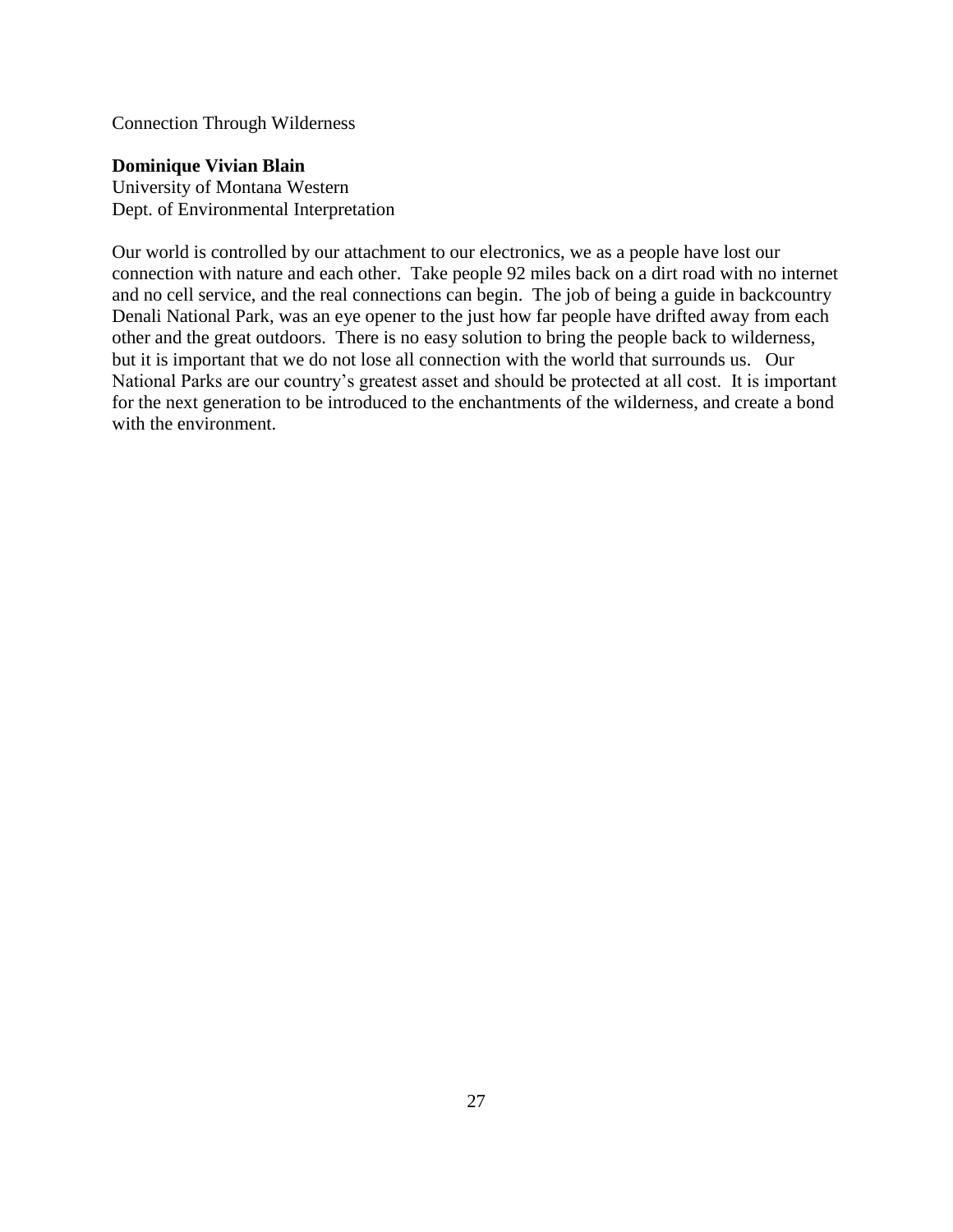Connection Through Wilderness

**Dominique Vivian Blain**
University of Montana Western
Dept. of Environmental Interpretation

Our world is controlled by our attachment to our electronics, we as a people have lost our connection with nature and each other. Take people 92 miles back on a dirt road with no internet and no cell service, and the real connections can begin. The job of being a guide in backcountry Denali National Park, was an eye opener to the just how far people have drifted away from each other and the great outdoors. There is no easy solution to bring the people back to wilderness, but it is important that we do not lose all connection with the world that surrounds us. Our National Parks are our country's greatest asset and should be protected at all cost. It is important for the next generation to be introduced to the enchantments of the wilderness, and create a bond with the environment.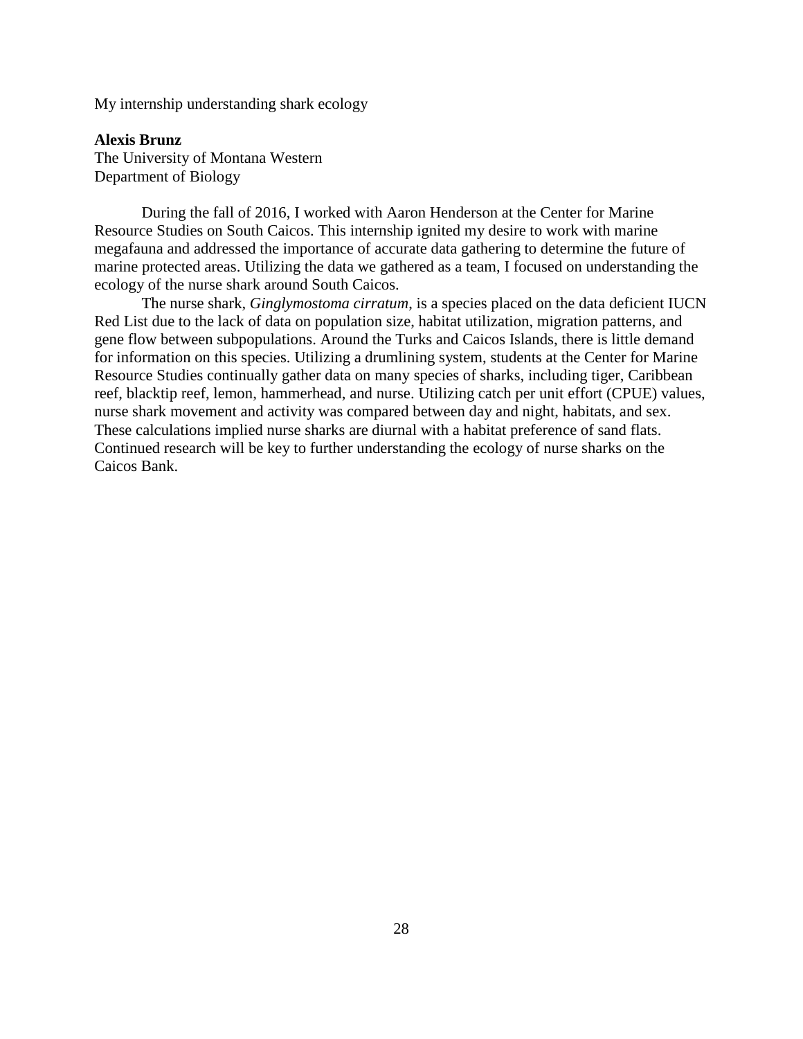My internship understanding shark ecology

**Alexis Brunz**
The University of Montana Western
Department of Biology

During the fall of 2016, I worked with Aaron Henderson at the Center for Marine Resource Studies on South Caicos. This internship ignited my desire to work with marine megafauna and addressed the importance of accurate data gathering to determine the future of marine protected areas. Utilizing the data we gathered as a team, I focused on understanding the ecology of the nurse shark around South Caicos.

The nurse shark, *Ginglymostoma cirratum*, is a species placed on the data deficient IUCN Red List due to the lack of data on population size, habitat utilization, migration patterns, and gene flow between subpopulations. Around the Turks and Caicos Islands, there is little demand for information on this species. Utilizing a drumlining system, students at the Center for Marine Resource Studies continually gather data on many species of sharks, including tiger, Caribbean reef, blacktip reef, lemon, hammerhead, and nurse. Utilizing catch per unit effort (CPUE) values, nurse shark movement and activity was compared between day and night, habitats, and sex. These calculations implied nurse sharks are diurnal with a habitat preference of sand flats. Continued research will be key to further understanding the ecology of nurse sharks on the Caicos Bank.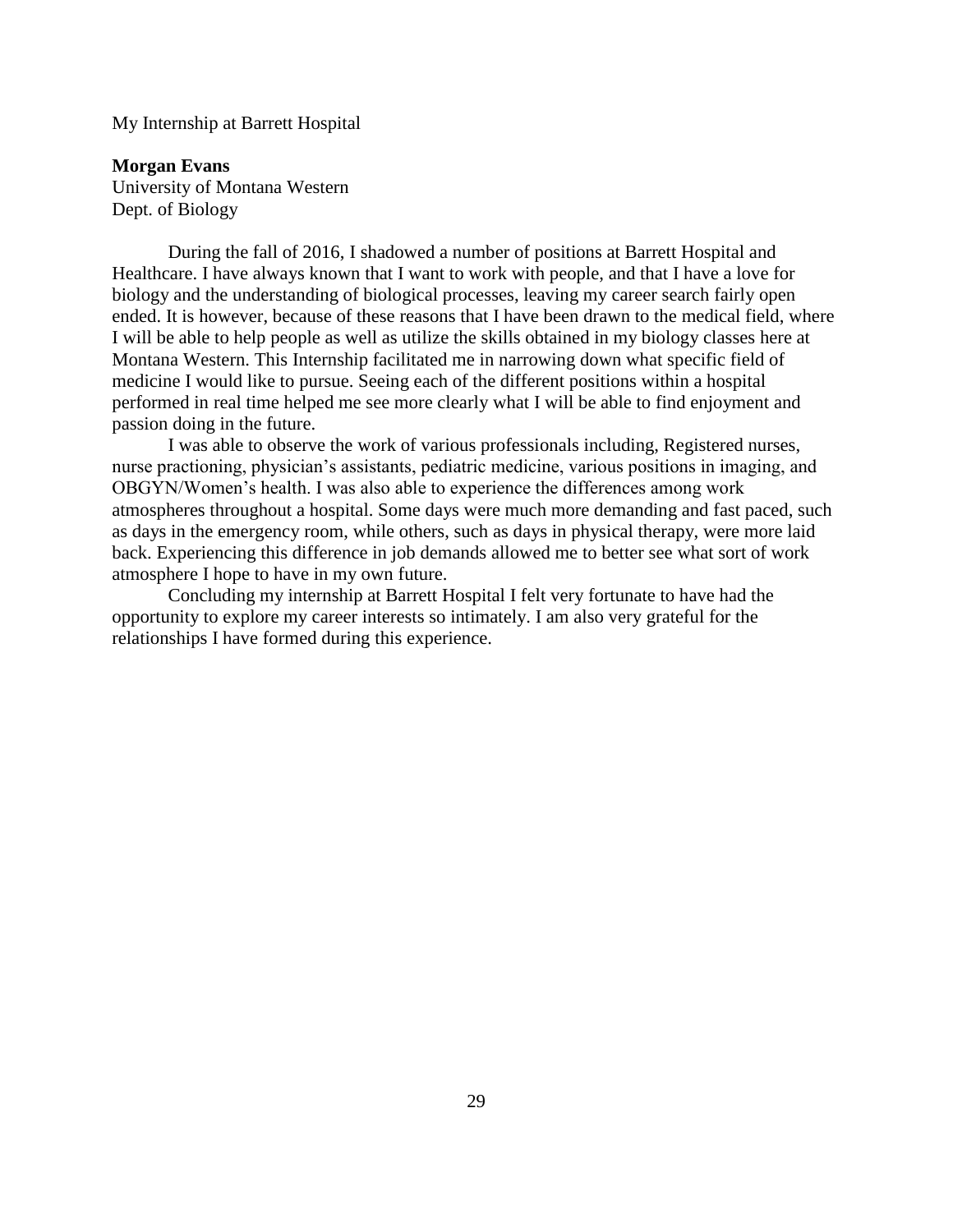My Internship at Barrett Hospital

**Morgan Evans**
University of Montana Western
Dept. of Biology

During the fall of 2016, I shadowed a number of positions at Barrett Hospital and Healthcare. I have always known that I want to work with people, and that I have a love for biology and the understanding of biological processes, leaving my career search fairly open ended. It is however, because of these reasons that I have been drawn to the medical field, where I will be able to help people as well as utilize the skills obtained in my biology classes here at Montana Western. This Internship facilitated me in narrowing down what specific field of medicine I would like to pursue. Seeing each of the different positions within a hospital performed in real time helped me see more clearly what I will be able to find enjoyment and passion doing in the future.

I was able to observe the work of various professionals including, Registered nurses, nurse practioning, physician's assistants, pediatric medicine, various positions in imaging, and OBGYN/Women's health. I was also able to experience the differences among work atmospheres throughout a hospital. Some days were much more demanding and fast paced, such as days in the emergency room, while others, such as days in physical therapy, were more laid back. Experiencing this difference in job demands allowed me to better see what sort of work atmosphere I hope to have in my own future.

Concluding my internship at Barrett Hospital I felt very fortunate to have had the opportunity to explore my career interests so intimately. I am also very grateful for the relationships I have formed during this experience.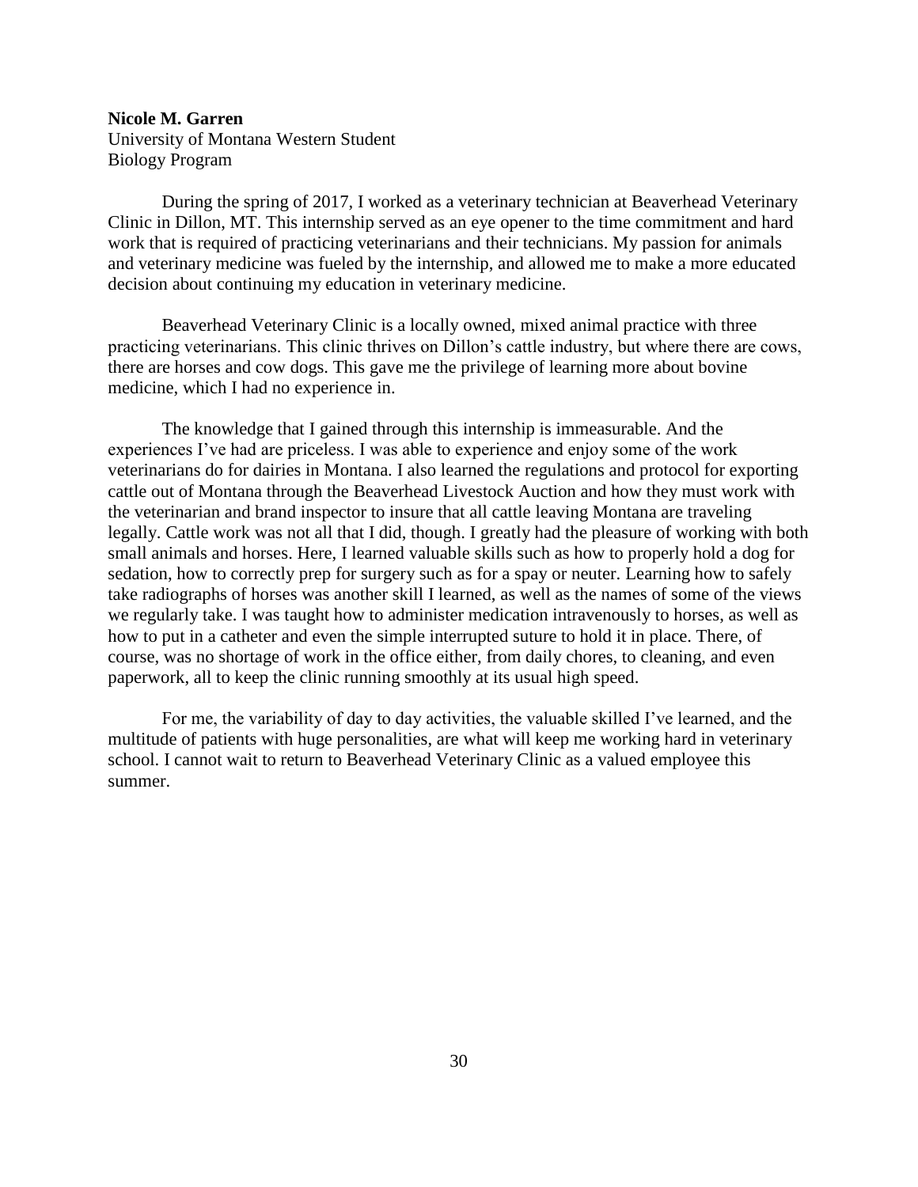**Nicole M. Garren**
University of Montana Western Student
Biology Program

During the spring of 2017, I worked as a veterinary technician at Beaverhead Veterinary Clinic in Dillon, MT. This internship served as an eye opener to the time commitment and hard work that is required of practicing veterinarians and their technicians. My passion for animals and veterinary medicine was fueled by the internship, and allowed me to make a more educated decision about continuing my education in veterinary medicine.

Beaverhead Veterinary Clinic is a locally owned, mixed animal practice with three practicing veterinarians. This clinic thrives on Dillon's cattle industry, but where there are cows, there are horses and cow dogs. This gave me the privilege of learning more about bovine medicine, which I had no experience in.

The knowledge that I gained through this internship is immeasurable. And the experiences I've had are priceless. I was able to experience and enjoy some of the work veterinarians do for dairies in Montana. I also learned the regulations and protocol for exporting cattle out of Montana through the Beaverhead Livestock Auction and how they must work with the veterinarian and brand inspector to insure that all cattle leaving Montana are traveling legally. Cattle work was not all that I did, though. I greatly had the pleasure of working with both small animals and horses. Here, I learned valuable skills such as how to properly hold a dog for sedation, how to correctly prep for surgery such as for a spay or neuter. Learning how to safely take radiographs of horses was another skill I learned, as well as the names of some of the views we regularly take. I was taught how to administer medication intravenously to horses, as well as how to put in a catheter and even the simple interrupted suture to hold it in place. There, of course, was no shortage of work in the office either, from daily chores, to cleaning, and even paperwork, all to keep the clinic running smoothly at its usual high speed.

For me, the variability of day to day activities, the valuable skilled I've learned, and the multitude of patients with huge personalities, are what will keep me working hard in veterinary school. I cannot wait to return to Beaverhead Veterinary Clinic as a valued employee this summer.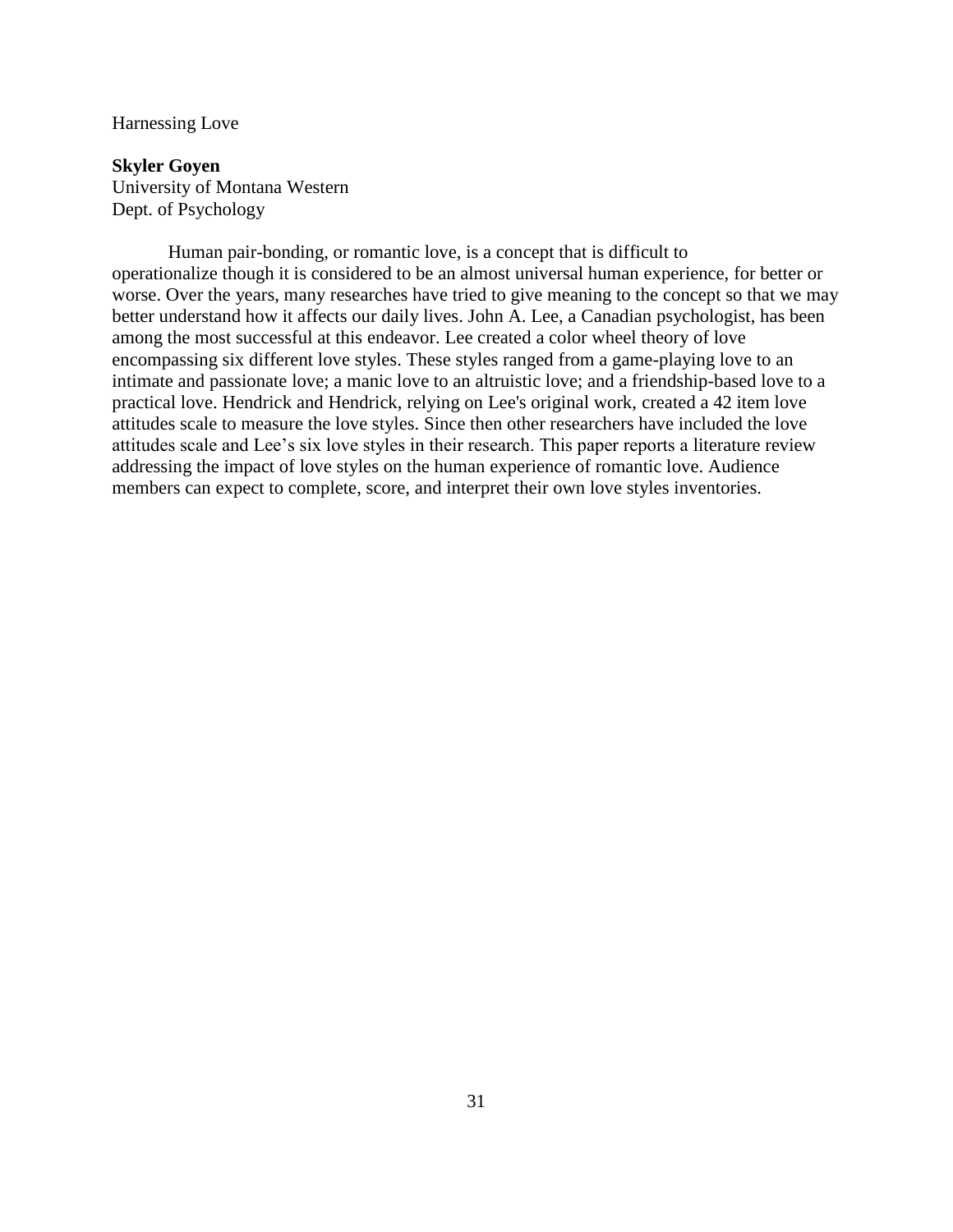Harnessing Love

**Skyler Goyen**
University of Montana Western
Dept. of Psychology

Human pair-bonding, or romantic love, is a concept that is difficult to operationalize though it is considered to be an almost universal human experience, for better or worse. Over the years, many researches have tried to give meaning to the concept so that we may better understand how it affects our daily lives. John A. Lee, a Canadian psychologist, has been among the most successful at this endeavor. Lee created a color wheel theory of love encompassing six different love styles. These styles ranged from a game-playing love to an intimate and passionate love; a manic love to an altruistic love; and a friendship-based love to a practical love. Hendrick and Hendrick, relying on Lee's original work, created a 42 item love attitudes scale to measure the love styles. Since then other researchers have included the love attitudes scale and Lee's six love styles in their research. This paper reports a literature review addressing the impact of love styles on the human experience of romantic love. Audience members can expect to complete, score, and interpret their own love styles inventories.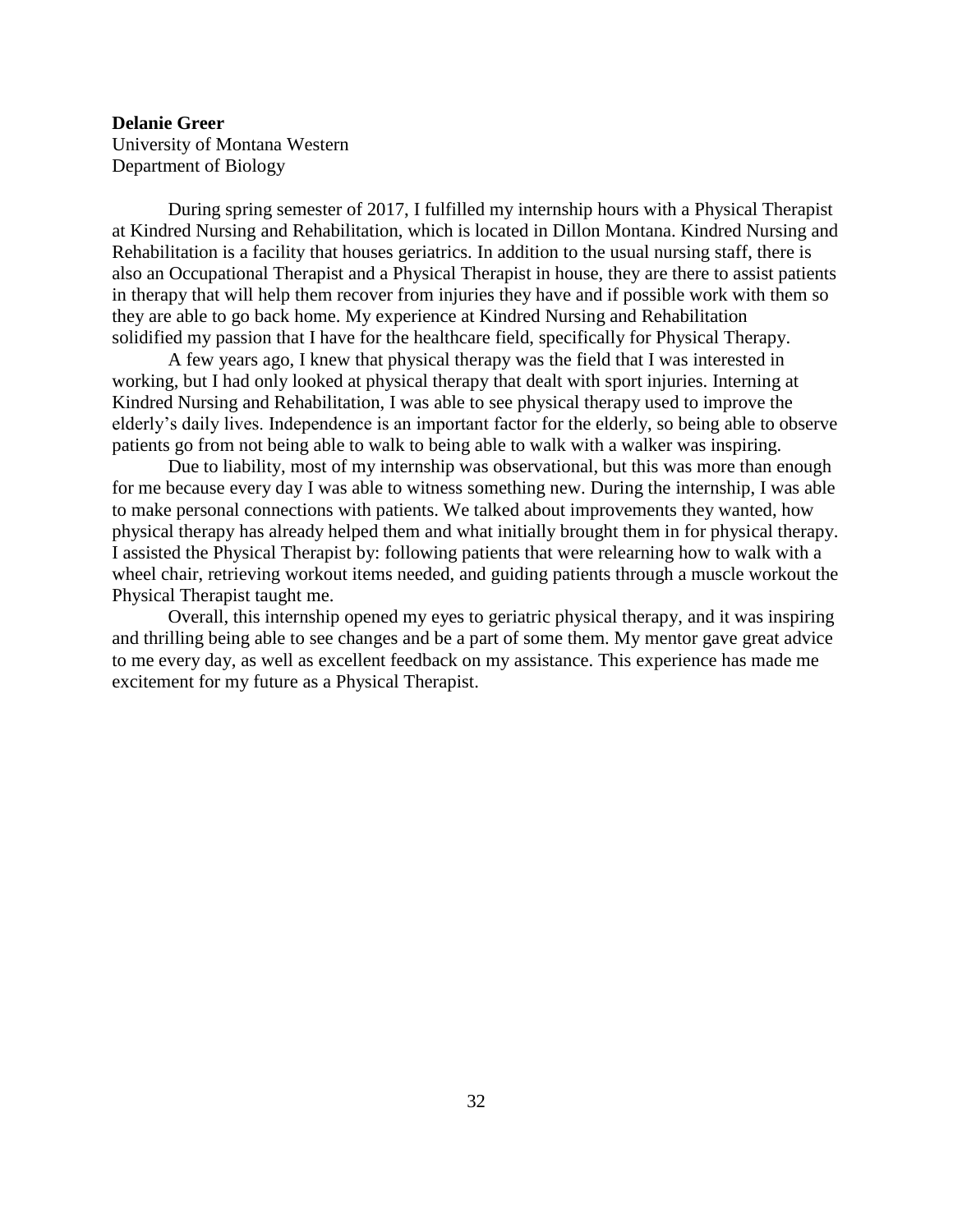**Delanie Greer**
University of Montana Western
Department of Biology

During spring semester of 2017, I fulfilled my internship hours with a Physical Therapist at Kindred Nursing and Rehabilitation, which is located in Dillon Montana. Kindred Nursing and Rehabilitation is a facility that houses geriatrics. In addition to the usual nursing staff, there is also an Occupational Therapist and a Physical Therapist in house, they are there to assist patients in therapy that will help them recover from injuries they have and if possible work with them so they are able to go back home. My experience at Kindred Nursing and Rehabilitation solidified my passion that I have for the healthcare field, specifically for Physical Therapy.

A few years ago, I knew that physical therapy was the field that I was interested in working, but I had only looked at physical therapy that dealt with sport injuries. Interning at Kindred Nursing and Rehabilitation, I was able to see physical therapy used to improve the elderly's daily lives. Independence is an important factor for the elderly, so being able to observe patients go from not being able to walk to being able to walk with a walker was inspiring.

Due to liability, most of my internship was observational, but this was more than enough for me because every day I was able to witness something new. During the internship, I was able to make personal connections with patients. We talked about improvements they wanted, how physical therapy has already helped them and what initially brought them in for physical therapy. I assisted the Physical Therapist by: following patients that were relearning how to walk with a wheel chair, retrieving workout items needed, and guiding patients through a muscle workout the Physical Therapist taught me.

Overall, this internship opened my eyes to geriatric physical therapy, and it was inspiring and thrilling being able to see changes and be a part of some them. My mentor gave great advice to me every day, as well as excellent feedback on my assistance. This experience has made me excitement for my future as a Physical Therapist.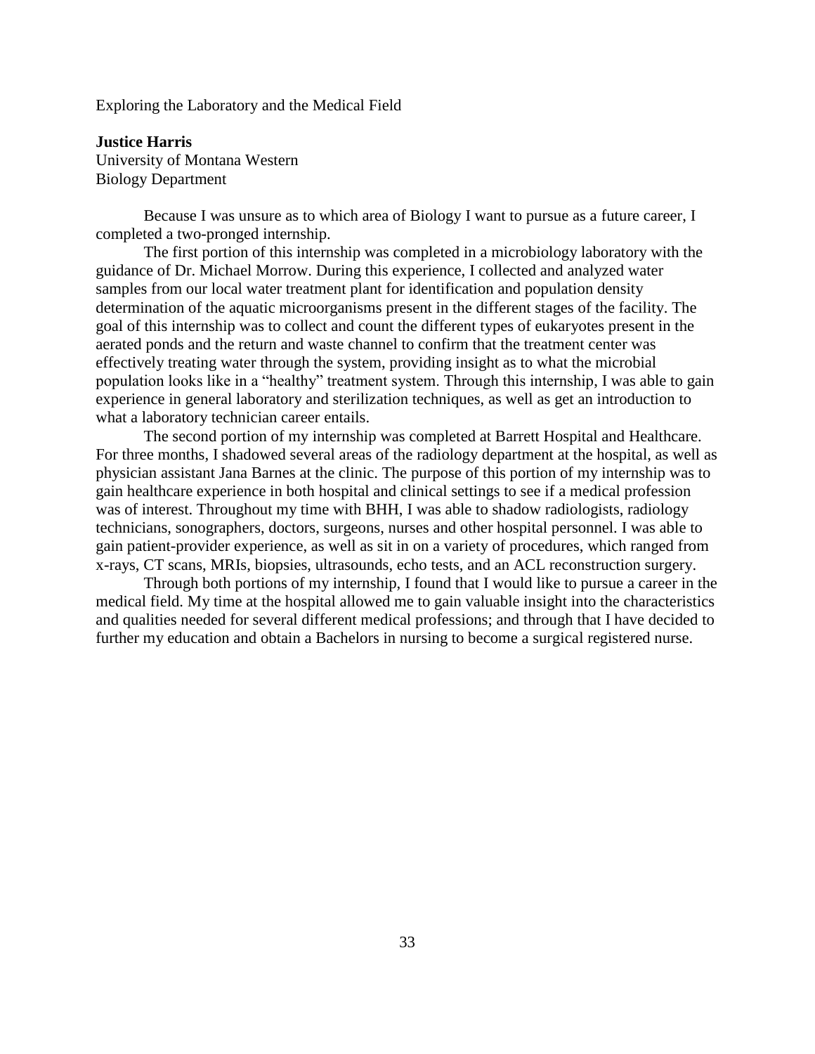## Exploring the Laboratory and the Medical Field

**Justice Harris**
University of Montana Western
Biology Department

Because I was unsure as to which area of Biology I want to pursue as a future career, I completed a two-pronged internship.

The first portion of this internship was completed in a microbiology laboratory with the guidance of Dr. Michael Morrow. During this experience, I collected and analyzed water samples from our local water treatment plant for identification and population density determination of the aquatic microorganisms present in the different stages of the facility. The goal of this internship was to collect and count the different types of eukaryotes present in the aerated ponds and the return and waste channel to confirm that the treatment center was effectively treating water through the system, providing insight as to what the microbial population looks like in a "healthy" treatment system. Through this internship, I was able to gain experience in general laboratory and sterilization techniques, as well as get an introduction to what a laboratory technician career entails.

The second portion of my internship was completed at Barrett Hospital and Healthcare. For three months, I shadowed several areas of the radiology department at the hospital, as well as physician assistant Jana Barnes at the clinic. The purpose of this portion of my internship was to gain healthcare experience in both hospital and clinical settings to see if a medical profession was of interest. Throughout my time with BHH, I was able to shadow radiologists, radiology technicians, sonographers, doctors, surgeons, nurses and other hospital personnel. I was able to gain patient-provider experience, as well as sit in on a variety of procedures, which ranged from x-rays, CT scans, MRIs, biopsies, ultrasounds, echo tests, and an ACL reconstruction surgery.

Through both portions of my internship, I found that I would like to pursue a career in the medical field. My time at the hospital allowed me to gain valuable insight into the characteristics and qualities needed for several different medical professions; and through that I have decided to further my education and obtain a Bachelors in nursing to become a surgical registered nurse.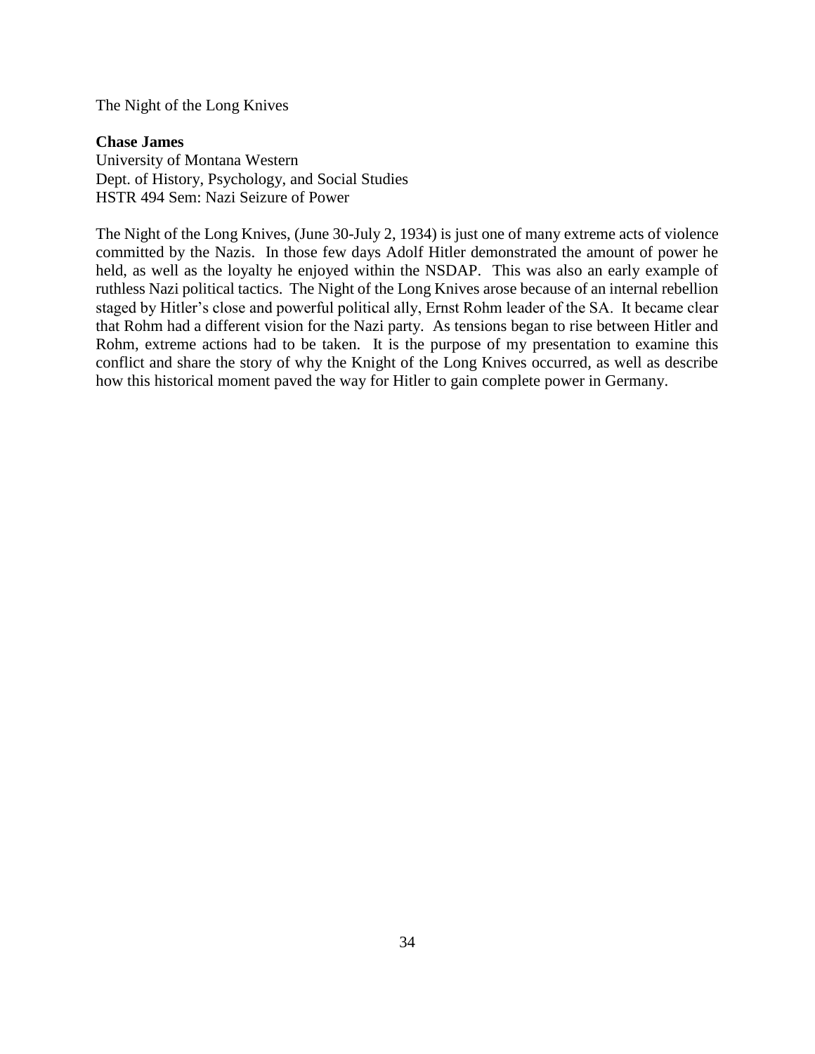The Night of the Long Knives

**Chase James**
University of Montana Western
Dept. of History, Psychology, and Social Studies
HSTR 494 Sem: Nazi Seizure of Power

The Night of the Long Knives, (June 30-July 2, 1934) is just one of many extreme acts of violence committed by the Nazis. In those few days Adolf Hitler demonstrated the amount of power he held, as well as the loyalty he enjoyed within the NSDAP. This was also an early example of ruthless Nazi political tactics. The Night of the Long Knives arose because of an internal rebellion staged by Hitler's close and powerful political ally, Ernst Rohm leader of the SA. It became clear that Rohm had a different vision for the Nazi party. As tensions began to rise between Hitler and Rohm, extreme actions had to be taken. It is the purpose of my presentation to examine this conflict and share the story of why the Knight of the Long Knives occurred, as well as describe how this historical moment paved the way for Hitler to gain complete power in Germany.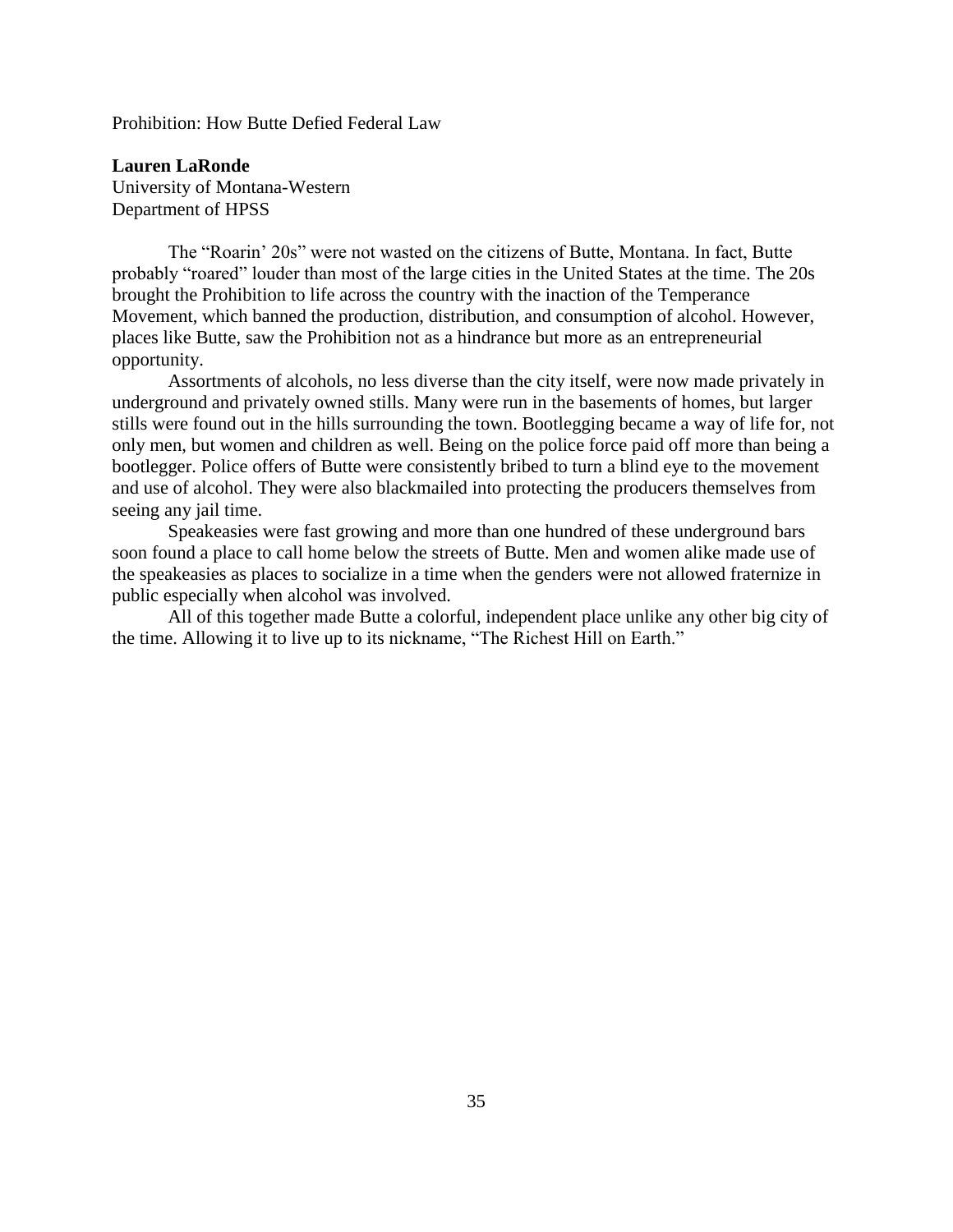# Prohibition: How Butte Defied Federal Law

**Lauren LaRonde**
University of Montana-Western
Department of HPSS

The "Roarin' 20s" were not wasted on the citizens of Butte, Montana. In fact, Butte probably "roared" louder than most of the large cities in the United States at the time. The 20s brought the Prohibition to life across the country with the inaction of the Temperance Movement, which banned the production, distribution, and consumption of alcohol. However, places like Butte, saw the Prohibition not as a hindrance but more as an entrepreneurial opportunity.

Assortments of alcohols, no less diverse than the city itself, were now made privately in underground and privately owned stills. Many were run in the basements of homes, but larger stills were found out in the hills surrounding the town. Bootlegging became a way of life for, not only men, but women and children as well. Being on the police force paid off more than being a bootlegger. Police offers of Butte were consistently bribed to turn a blind eye to the movement and use of alcohol. They were also blackmailed into protecting the producers themselves from seeing any jail time.

Speakeasies were fast growing and more than one hundred of these underground bars soon found a place to call home below the streets of Butte. Men and women alike made use of the speakeasies as places to socialize in a time when the genders were not allowed fraternize in public especially when alcohol was involved.

All of this together made Butte a colorful, independent place unlike any other big city of the time. Allowing it to live up to its nickname, "The Richest Hill on Earth."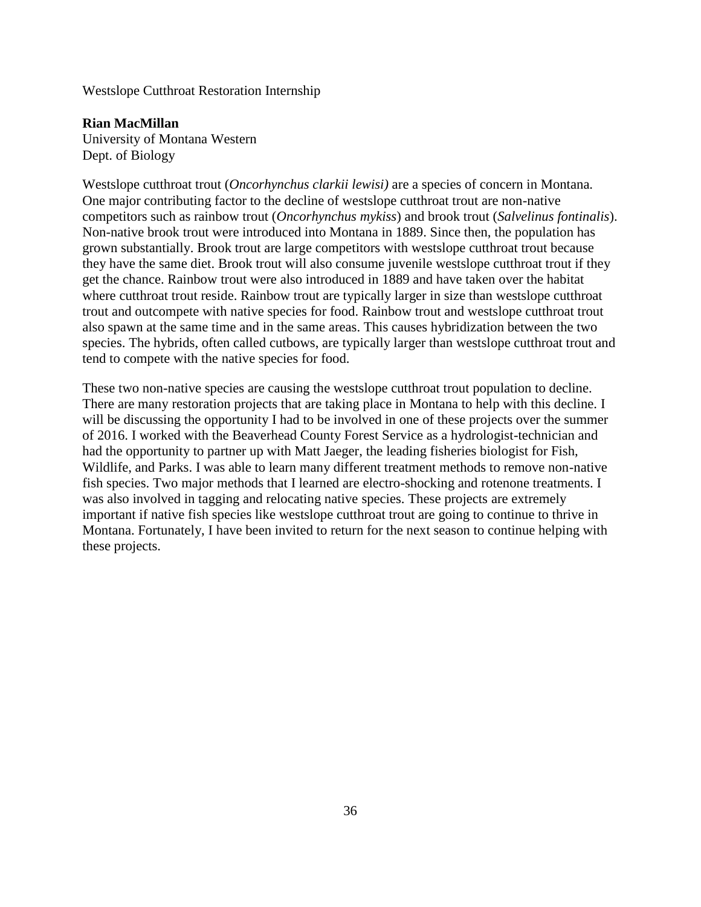Westslope Cutthroat Restoration Internship

**Rian MacMillan**
University of Montana Western
Dept. of Biology

Westslope cutthroat trout (*Oncorhynchus clarkii lewisi)* are a species of concern in Montana. One major contributing factor to the decline of westslope cutthroat trout are non-native competitors such as rainbow trout (*Oncorhynchus mykiss*) and brook trout (*Salvelinus fontinalis*). Non-native brook trout were introduced into Montana in 1889. Since then, the population has grown substantially. Brook trout are large competitors with westslope cutthroat trout because they have the same diet. Brook trout will also consume juvenile westslope cutthroat trout if they get the chance. Rainbow trout were also introduced in 1889 and have taken over the habitat where cutthroat trout reside. Rainbow trout are typically larger in size than westslope cutthroat trout and outcompete with native species for food. Rainbow trout and westslope cutthroat trout also spawn at the same time and in the same areas. This causes hybridization between the two species. The hybrids, often called cutbows, are typically larger than westslope cutthroat trout and tend to compete with the native species for food.

These two non-native species are causing the westslope cutthroat trout population to decline. There are many restoration projects that are taking place in Montana to help with this decline. I will be discussing the opportunity I had to be involved in one of these projects over the summer of 2016. I worked with the Beaverhead County Forest Service as a hydrologist-technician and had the opportunity to partner up with Matt Jaeger, the leading fisheries biologist for Fish, Wildlife, and Parks. I was able to learn many different treatment methods to remove non-native fish species. Two major methods that I learned are electro-shocking and rotenone treatments. I was also involved in tagging and relocating native species. These projects are extremely important if native fish species like westslope cutthroat trout are going to continue to thrive in Montana. Fortunately, I have been invited to return for the next season to continue helping with these projects.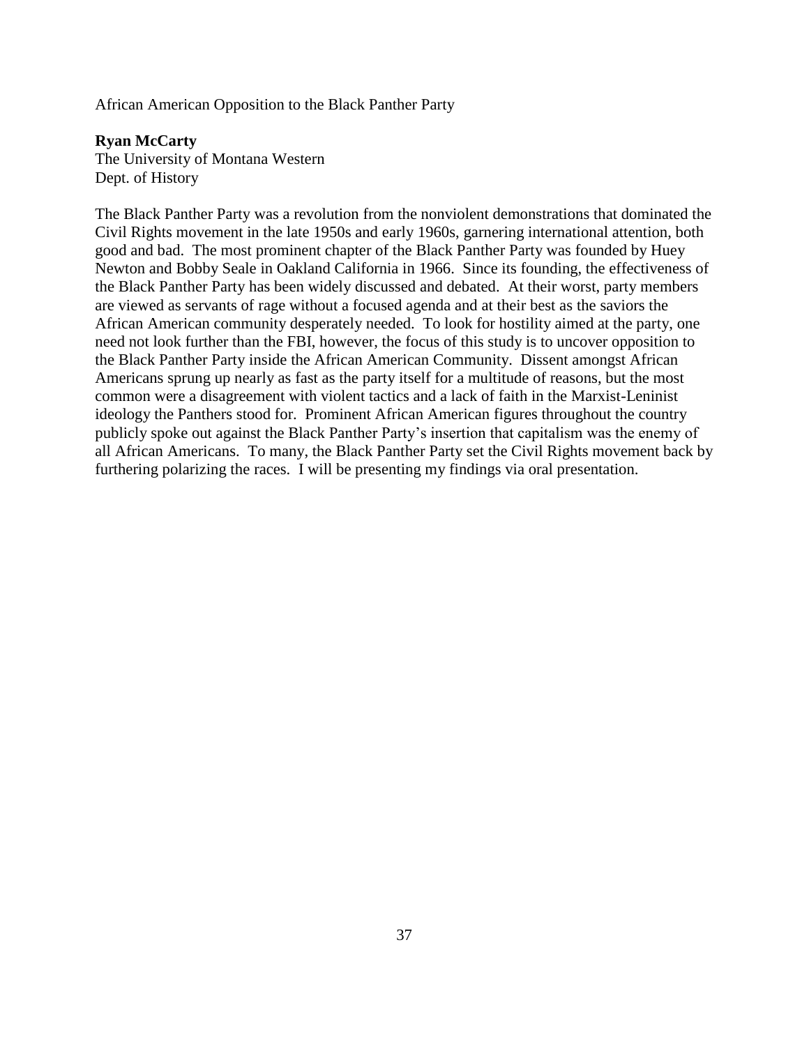African American Opposition to the Black Panther Party

**Ryan McCarty**
The University of Montana Western
Dept. of History

The Black Panther Party was a revolution from the nonviolent demonstrations that dominated the Civil Rights movement in the late 1950s and early 1960s, garnering international attention, both good and bad. The most prominent chapter of the Black Panther Party was founded by Huey Newton and Bobby Seale in Oakland California in 1966. Since its founding, the effectiveness of the Black Panther Party has been widely discussed and debated. At their worst, party members are viewed as servants of rage without a focused agenda and at their best as the saviors the African American community desperately needed. To look for hostility aimed at the party, one need not look further than the FBI, however, the focus of this study is to uncover opposition to the Black Panther Party inside the African American Community. Dissent amongst African Americans sprung up nearly as fast as the party itself for a multitude of reasons, but the most common were a disagreement with violent tactics and a lack of faith in the Marxist-Leninist ideology the Panthers stood for. Prominent African American figures throughout the country publicly spoke out against the Black Panther Party's insertion that capitalism was the enemy of all African Americans. To many, the Black Panther Party set the Civil Rights movement back by furthering polarizing the races. I will be presenting my findings via oral presentation.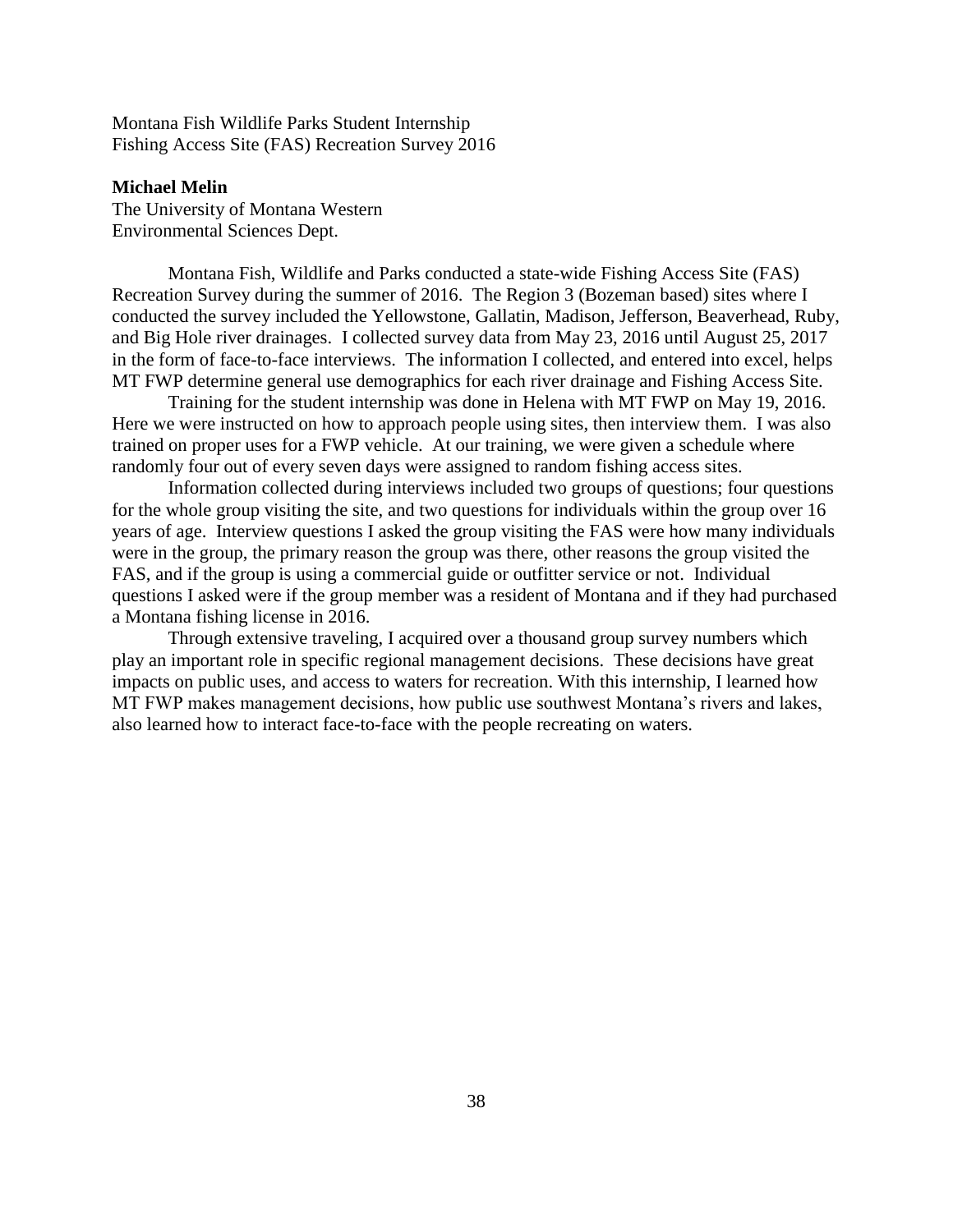Montana Fish Wildlife Parks Student Internship
Fishing Access Site (FAS) Recreation Survey 2016

**Michael Melin**
The University of Montana Western
Environmental Sciences Dept.

Montana Fish, Wildlife and Parks conducted a state-wide Fishing Access Site (FAS) Recreation Survey during the summer of 2016. The Region 3 (Bozeman based) sites where I conducted the survey included the Yellowstone, Gallatin, Madison, Jefferson, Beaverhead, Ruby, and Big Hole river drainages. I collected survey data from May 23, 2016 until August 25, 2017 in the form of face-to-face interviews. The information I collected, and entered into excel, helps MT FWP determine general use demographics for each river drainage and Fishing Access Site.

Training for the student internship was done in Helena with MT FWP on May 19, 2016. Here we were instructed on how to approach people using sites, then interview them. I was also trained on proper uses for a FWP vehicle. At our training, we were given a schedule where randomly four out of every seven days were assigned to random fishing access sites.

Information collected during interviews included two groups of questions; four questions for the whole group visiting the site, and two questions for individuals within the group over 16 years of age. Interview questions I asked the group visiting the FAS were how many individuals were in the group, the primary reason the group was there, other reasons the group visited the FAS, and if the group is using a commercial guide or outfitter service or not. Individual questions I asked were if the group member was a resident of Montana and if they had purchased a Montana fishing license in 2016.

Through extensive traveling, I acquired over a thousand group survey numbers which play an important role in specific regional management decisions. These decisions have great impacts on public uses, and access to waters for recreation. With this internship, I learned how MT FWP makes management decisions, how public use southwest Montana's rivers and lakes, also learned how to interact face-to-face with the people recreating on waters.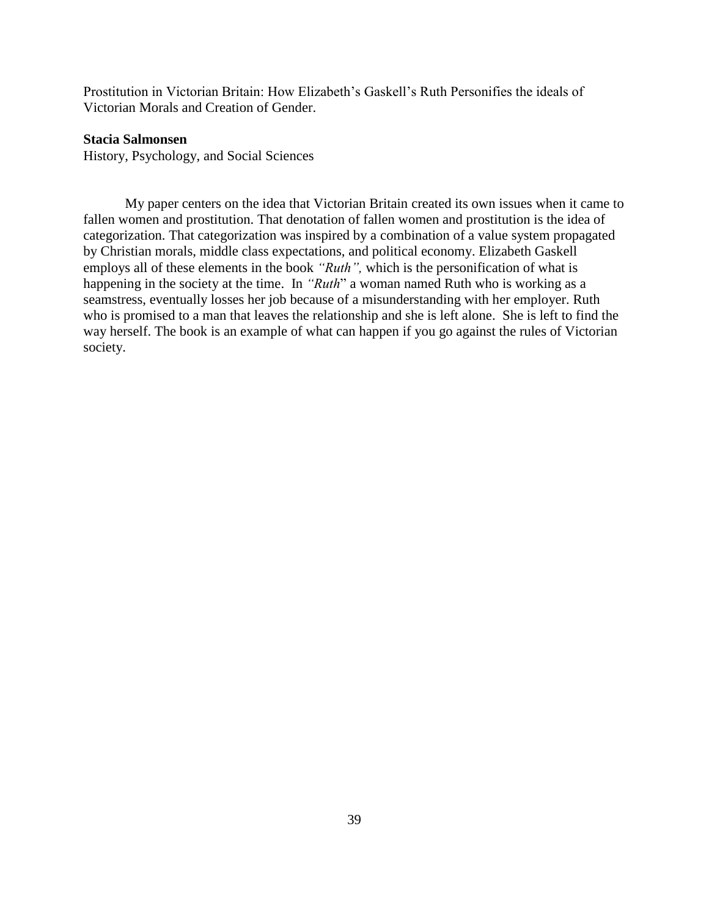Prostitution in Victorian Britain: How Elizabeth's Gaskell's Ruth Personifies the ideals of Victorian Morals and Creation of Gender.

**Stacia Salmonsen**
History, Psychology, and Social Sciences

My paper centers on the idea that Victorian Britain created its own issues when it came to fallen women and prostitution. That denotation of fallen women and prostitution is the idea of categorization. That categorization was inspired by a combination of a value system propagated by Christian morals, middle class expectations, and political economy. Elizabeth Gaskell employs all of these elements in the book *"Ruth",* which is the personification of what is happening in the society at the time. In *"Ruth*" a woman named Ruth who is working as a seamstress, eventually losses her job because of a misunderstanding with her employer. Ruth who is promised to a man that leaves the relationship and she is left alone. She is left to find the way herself. The book is an example of what can happen if you go against the rules of Victorian society.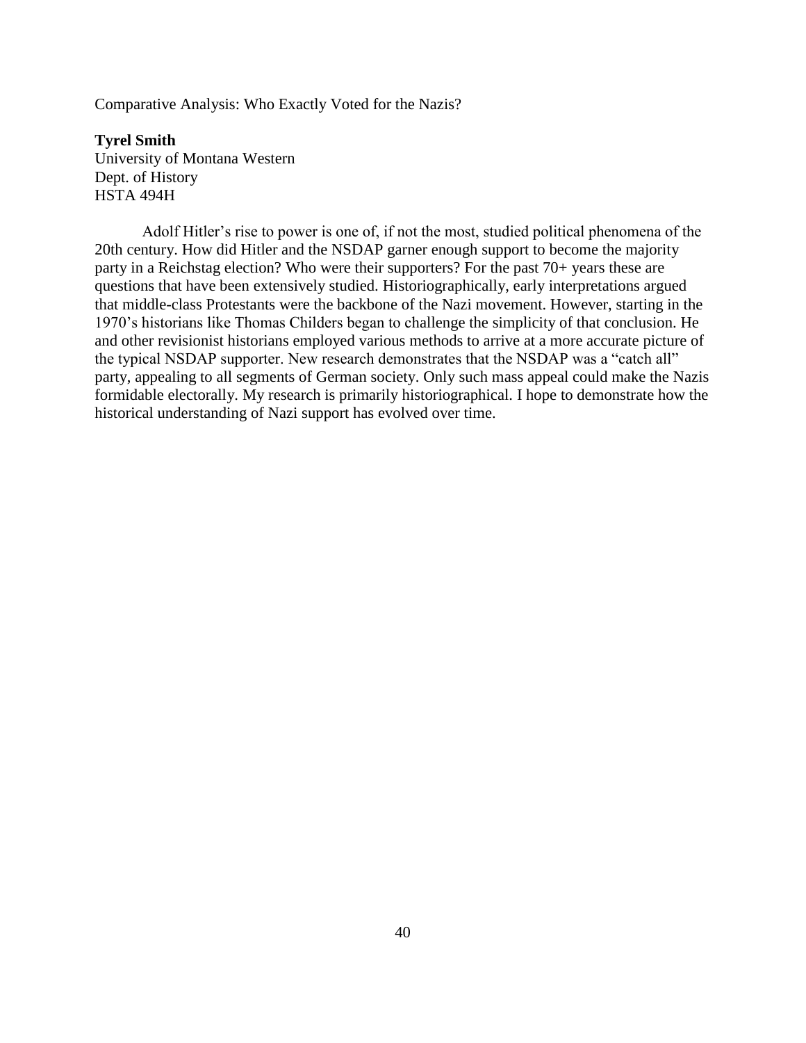Comparative Analysis: Who Exactly Voted for the Nazis?

**Tyrel Smith**
University of Montana Western
Dept. of History
HSTA 494H

Adolf Hitler's rise to power is one of, if not the most, studied political phenomena of the 20th century. How did Hitler and the NSDAP garner enough support to become the majority party in a Reichstag election? Who were their supporters? For the past 70+ years these are questions that have been extensively studied. Historiographically, early interpretations argued that middle-class Protestants were the backbone of the Nazi movement. However, starting in the 1970's historians like Thomas Childers began to challenge the simplicity of that conclusion. He and other revisionist historians employed various methods to arrive at a more accurate picture of the typical NSDAP supporter. New research demonstrates that the NSDAP was a "catch all" party, appealing to all segments of German society. Only such mass appeal could make the Nazis formidable electorally. My research is primarily historiographical. I hope to demonstrate how the historical understanding of Nazi support has evolved over time.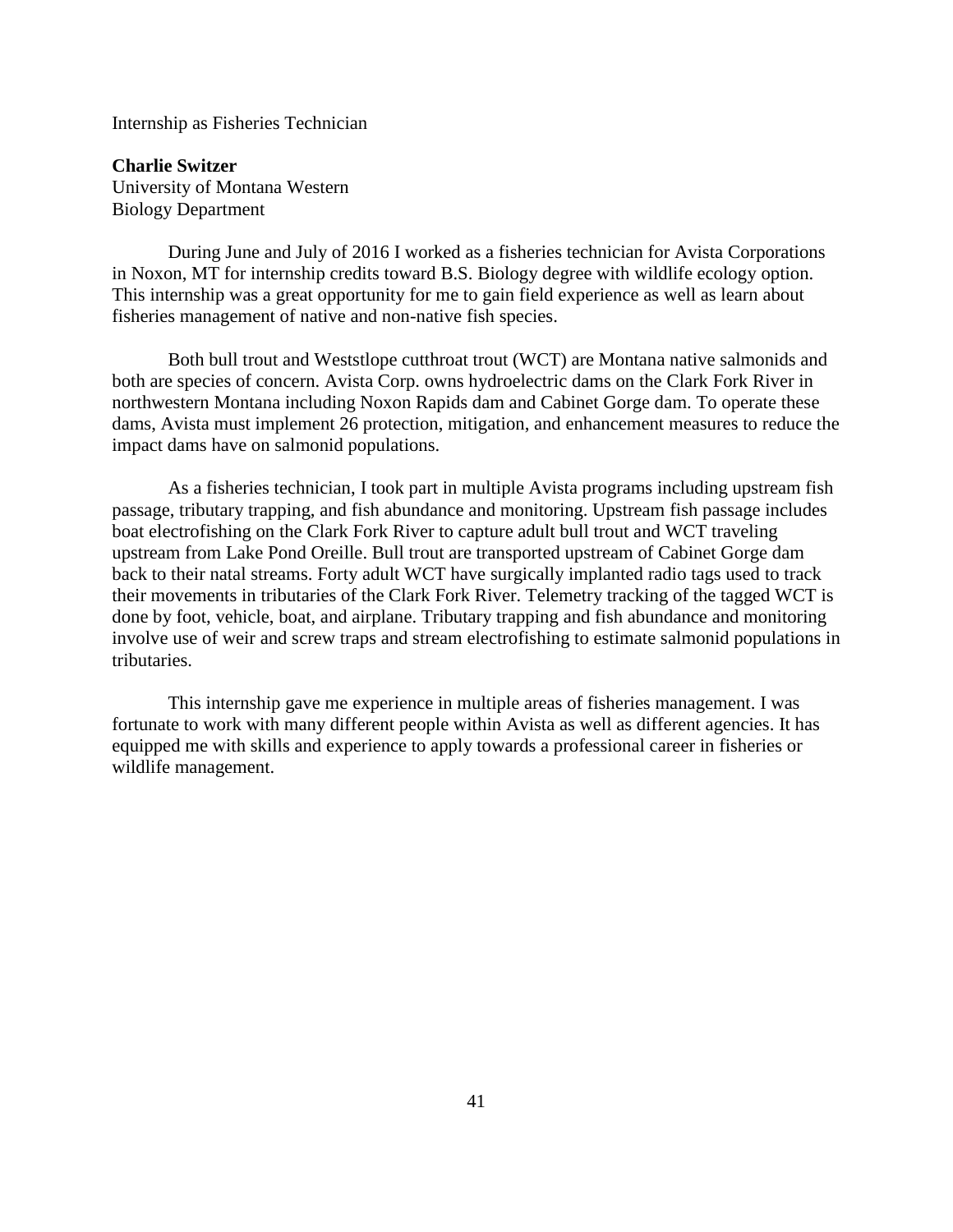Internship as Fisheries Technician

**Charlie Switzer**
University of Montana Western
Biology Department

During June and July of 2016 I worked as a fisheries technician for Avista Corporations in Noxon, MT for internship credits toward B.S. Biology degree with wildlife ecology option. This internship was a great opportunity for me to gain field experience as well as learn about fisheries management of native and non-native fish species.

Both bull trout and Weststlope cutthroat trout (WCT) are Montana native salmonids and both are species of concern. Avista Corp. owns hydroelectric dams on the Clark Fork River in northwestern Montana including Noxon Rapids dam and Cabinet Gorge dam. To operate these dams, Avista must implement 26 protection, mitigation, and enhancement measures to reduce the impact dams have on salmonid populations.

As a fisheries technician, I took part in multiple Avista programs including upstream fish passage, tributary trapping, and fish abundance and monitoring. Upstream fish passage includes boat electrofishing on the Clark Fork River to capture adult bull trout and WCT traveling upstream from Lake Pond Oreille. Bull trout are transported upstream of Cabinet Gorge dam back to their natal streams. Forty adult WCT have surgically implanted radio tags used to track their movements in tributaries of the Clark Fork River. Telemetry tracking of the tagged WCT is done by foot, vehicle, boat, and airplane. Tributary trapping and fish abundance and monitoring involve use of weir and screw traps and stream electrofishing to estimate salmonid populations in tributaries.

This internship gave me experience in multiple areas of fisheries management. I was fortunate to work with many different people within Avista as well as different agencies. It has equipped me with skills and experience to apply towards a professional career in fisheries or wildlife management.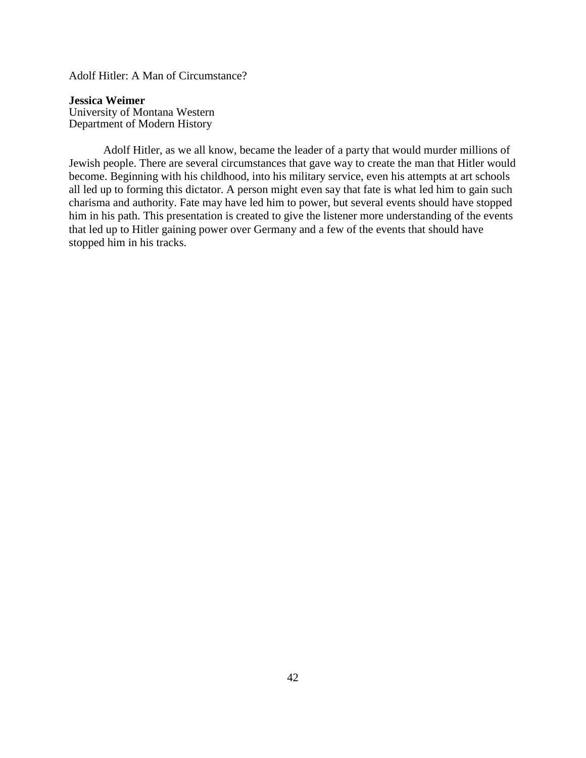# Adolf Hitler: A Man of Circumstance?

**Jessica Weimer**
University of Montana Western
Department of Modern History

Adolf Hitler, as we all know, became the leader of a party that would murder millions of Jewish people. There are several circumstances that gave way to create the man that Hitler would become. Beginning with his childhood, into his military service, even his attempts at art schools all led up to forming this dictator. A person might even say that fate is what led him to gain such charisma and authority. Fate may have led him to power, but several events should have stopped him in his path. This presentation is created to give the listener more understanding of the events that led up to Hitler gaining power over Germany and a few of the events that should have stopped him in his tracks.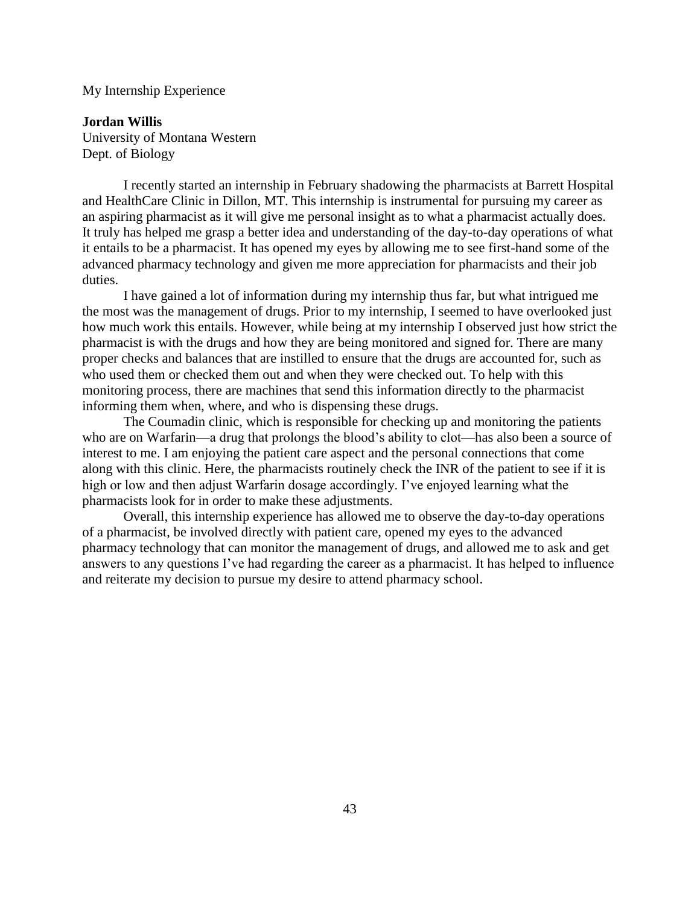My Internship Experience

**Jordan Willis**
University of Montana Western
Dept. of Biology

I recently started an internship in February shadowing the pharmacists at Barrett Hospital and HealthCare Clinic in Dillon, MT. This internship is instrumental for pursuing my career as an aspiring pharmacist as it will give me personal insight as to what a pharmacist actually does. It truly has helped me grasp a better idea and understanding of the day-to-day operations of what it entails to be a pharmacist. It has opened my eyes by allowing me to see first-hand some of the advanced pharmacy technology and given me more appreciation for pharmacists and their job duties.

I have gained a lot of information during my internship thus far, but what intrigued me the most was the management of drugs. Prior to my internship, I seemed to have overlooked just how much work this entails. However, while being at my internship I observed just how strict the pharmacist is with the drugs and how they are being monitored and signed for. There are many proper checks and balances that are instilled to ensure that the drugs are accounted for, such as who used them or checked them out and when they were checked out. To help with this monitoring process, there are machines that send this information directly to the pharmacist informing them when, where, and who is dispensing these drugs.

The Coumadin clinic, which is responsible for checking up and monitoring the patients who are on Warfarin—a drug that prolongs the blood's ability to clot—has also been a source of interest to me. I am enjoying the patient care aspect and the personal connections that come along with this clinic. Here, the pharmacists routinely check the INR of the patient to see if it is high or low and then adjust Warfarin dosage accordingly. I've enjoyed learning what the pharmacists look for in order to make these adjustments.

Overall, this internship experience has allowed me to observe the day-to-day operations of a pharmacist, be involved directly with patient care, opened my eyes to the advanced pharmacy technology that can monitor the management of drugs, and allowed me to ask and get answers to any questions I've had regarding the career as a pharmacist. It has helped to influence and reiterate my decision to pursue my desire to attend pharmacy school.